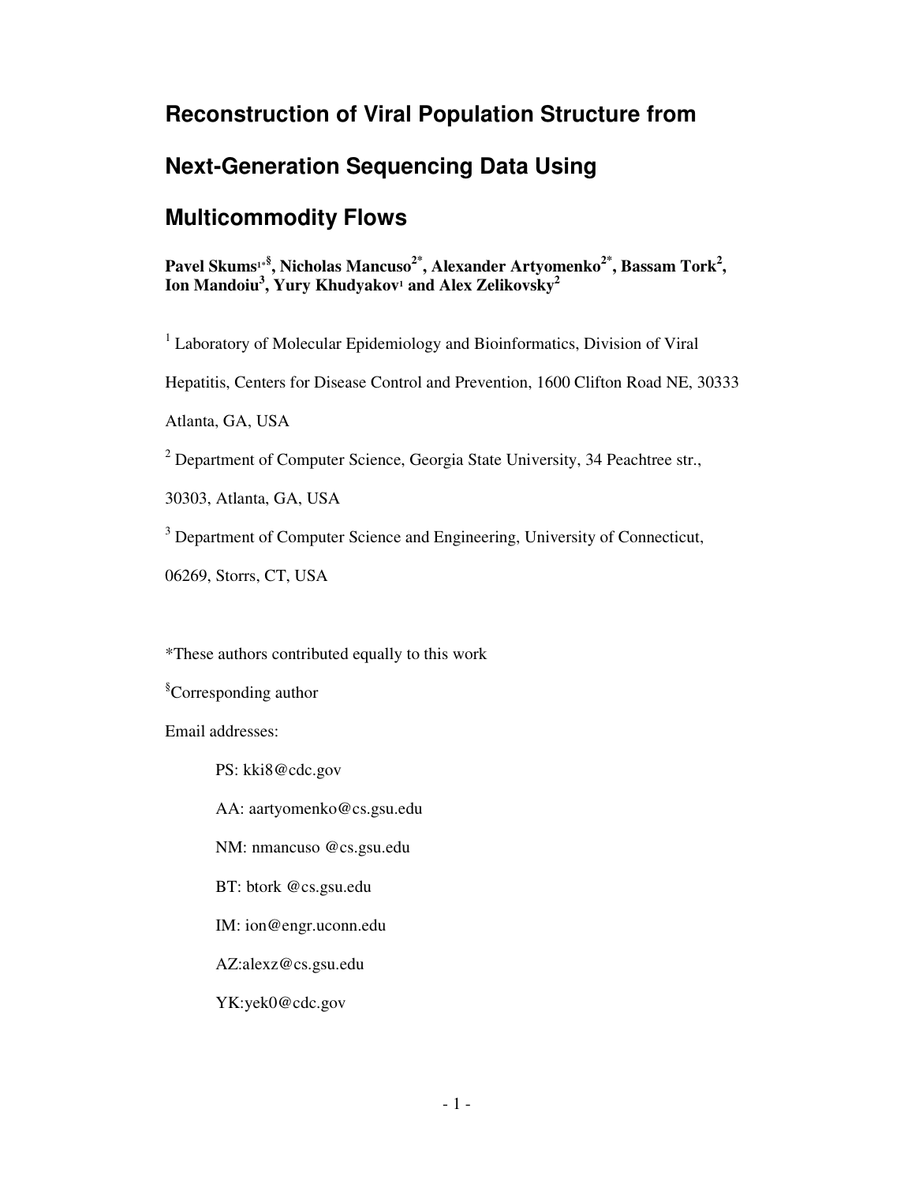# Reconstruction of Viral Population Structure from Next-Generation Sequencing Data Using Multicommodity Flows

**Pavel Skums[1*§], Nicholas Mancuso[2*], Alexander Artyomenko[2*], Bassam Tork[2], Ion Mandoiu[3], Yury Khudyakov[1] and Alex Zelikovsky[2]**

[1] Laboratory of Molecular Epidemiology and Bioinformatics, Division of Viral Hepatitis, Centers for Disease Control and Prevention, 1600 Clifton Road NE, 30333 Atlanta, GA, USA

[2] Department of Computer Science, Georgia State University, 34 Peachtree str., 30303, Atlanta, GA, USA

[3] Department of Computer Science and Engineering, University of Connecticut, 06269, Storrs, CT, USA

*These authors contributed equally to this work

[§]Corresponding author

Email addresses:

PS: kki8@cdc.gov

AA: aartyomenko@cs.gsu.edu

NM: nmancuso @cs.gsu.edu

BT: btork @cs.gsu.edu

IM: ion@engr.uconn.edu

AZ:alexz@cs.gsu.edu

YK:yek0@cdc.gov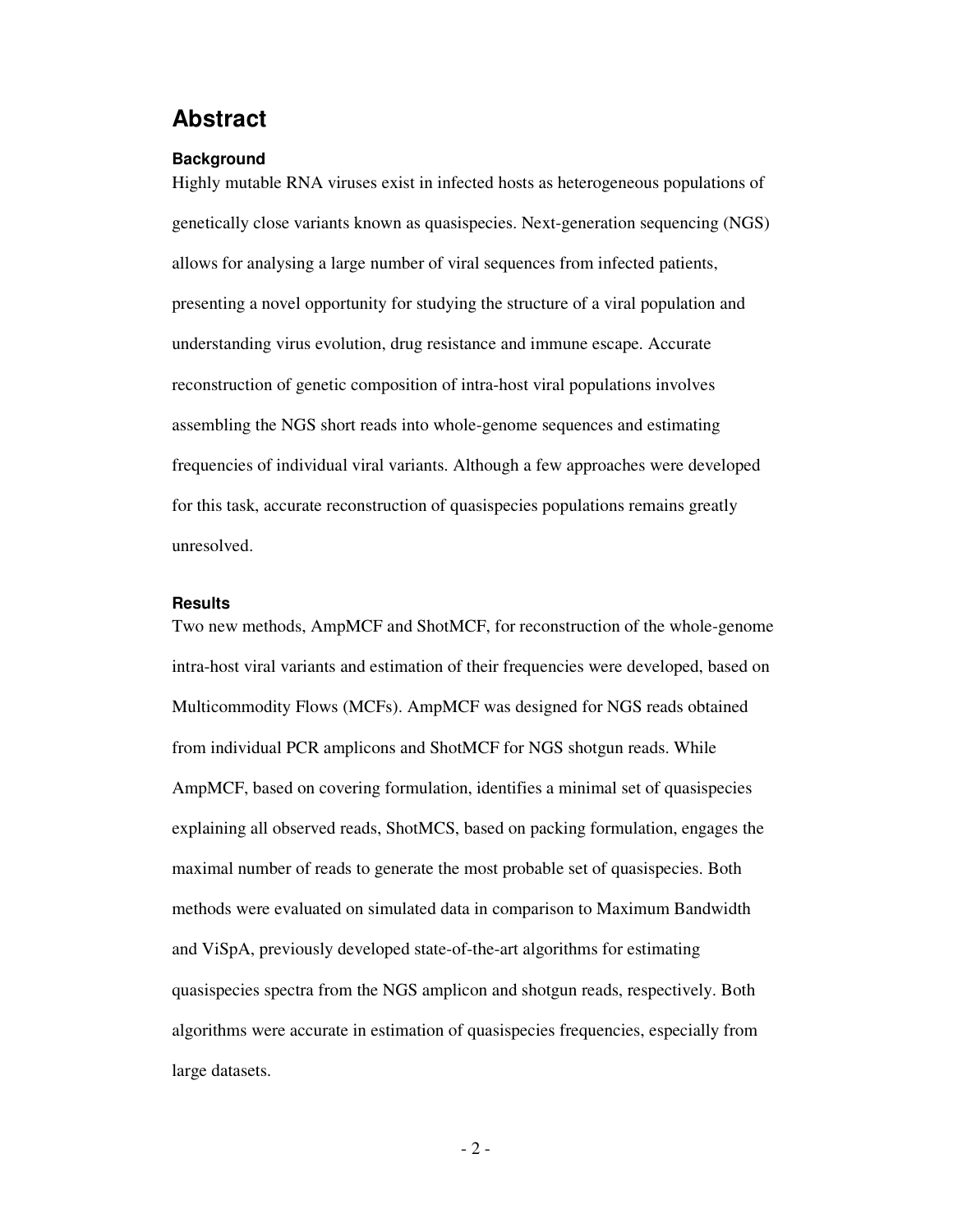# Abstract

### Background

Highly mutable RNA viruses exist in infected hosts as heterogeneous populations of genetically close variants known as quasispecies. Next-generation sequencing (NGS) allows for analysing a large number of viral sequences from infected patients, presenting a novel opportunity for studying the structure of a viral population and understanding virus evolution, drug resistance and immune escape. Accurate reconstruction of genetic composition of intra-host viral populations involves assembling the NGS short reads into whole-genome sequences and estimating frequencies of individual viral variants. Although a few approaches were developed for this task, accurate reconstruction of quasispecies populations remains greatly unresolved.

### Results

Two new methods, AmpMCF and ShotMCF, for reconstruction of the whole-genome intra-host viral variants and estimation of their frequencies were developed, based on Multicommodity Flows (MCFs). AmpMCF was designed for NGS reads obtained from individual PCR amplicons and ShotMCF for NGS shotgun reads. While AmpMCF, based on covering formulation, identifies a minimal set of quasispecies explaining all observed reads, ShotMCS, based on packing formulation, engages the maximal number of reads to generate the most probable set of quasispecies. Both methods were evaluated on simulated data in comparison to Maximum Bandwidth and ViSpA, previously developed state-of-the-art algorithms for estimating quasispecies spectra from the NGS amplicon and shotgun reads, respectively. Both algorithms were accurate in estimation of quasispecies frequencies, especially from large datasets.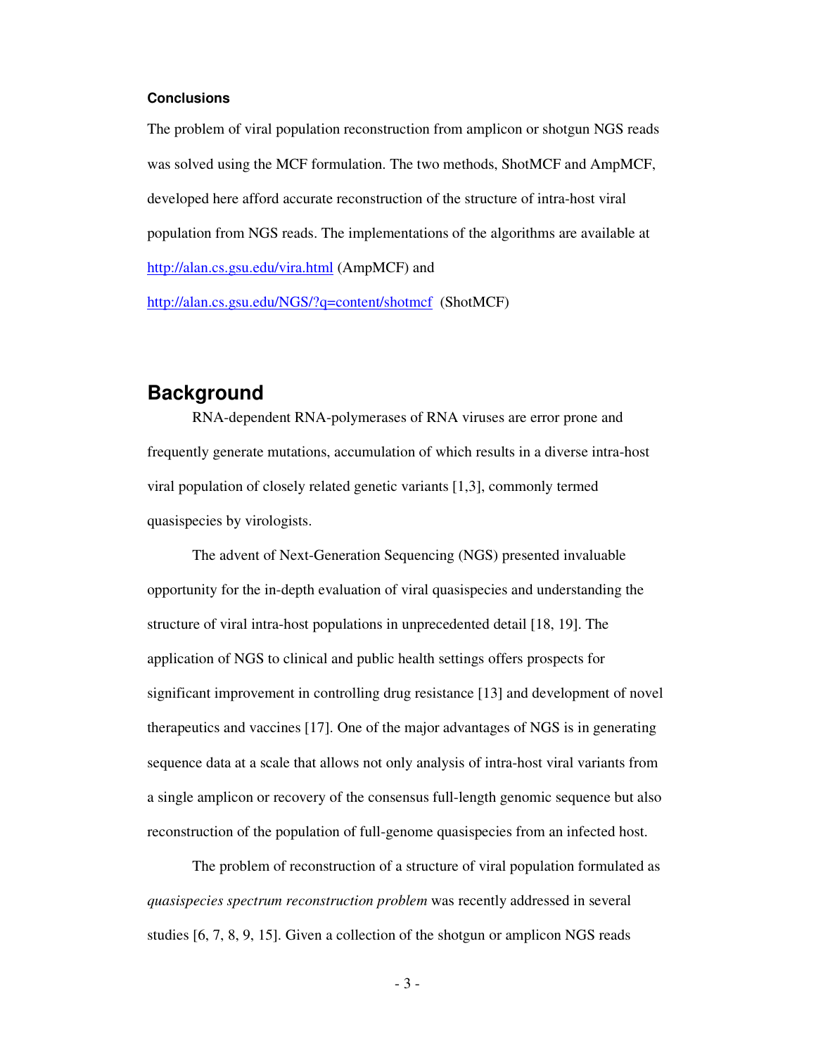#### Conclusions

The problem of viral population reconstruction from amplicon or shotgun NGS reads was solved using the MCF formulation. The two methods, ShotMCF and AmpMCF, developed here afford accurate reconstruction of the structure of intra-host viral population from NGS reads. The implementations of the algorithms are available at http://alan.cs.gsu.edu/vira.html (AmpMCF) and http://alan.cs.gsu.edu/NGS/?q=content/shotmcf (ShotMCF)

## Background

RNA-dependent RNA-polymerases of RNA viruses are error prone and frequently generate mutations, accumulation of which results in a diverse intra-host viral population of closely related genetic variants [1,3], commonly termed quasispecies by virologists.

The advent of Next-Generation Sequencing (NGS) presented invaluable opportunity for the in-depth evaluation of viral quasispecies and understanding the structure of viral intra-host populations in unprecedented detail [18, 19]. The application of NGS to clinical and public health settings offers prospects for significant improvement in controlling drug resistance [13] and development of novel therapeutics and vaccines [17]. One of the major advantages of NGS is in generating sequence data at a scale that allows not only analysis of intra-host viral variants from a single amplicon or recovery of the consensus full-length genomic sequence but also reconstruction of the population of full-genome quasispecies from an infected host.

The problem of reconstruction of a structure of viral population formulated as *quasispecies spectrum reconstruction problem* was recently addressed in several studies [6, 7, 8, 9, 15]. Given a collection of the shotgun or amplicon NGS reads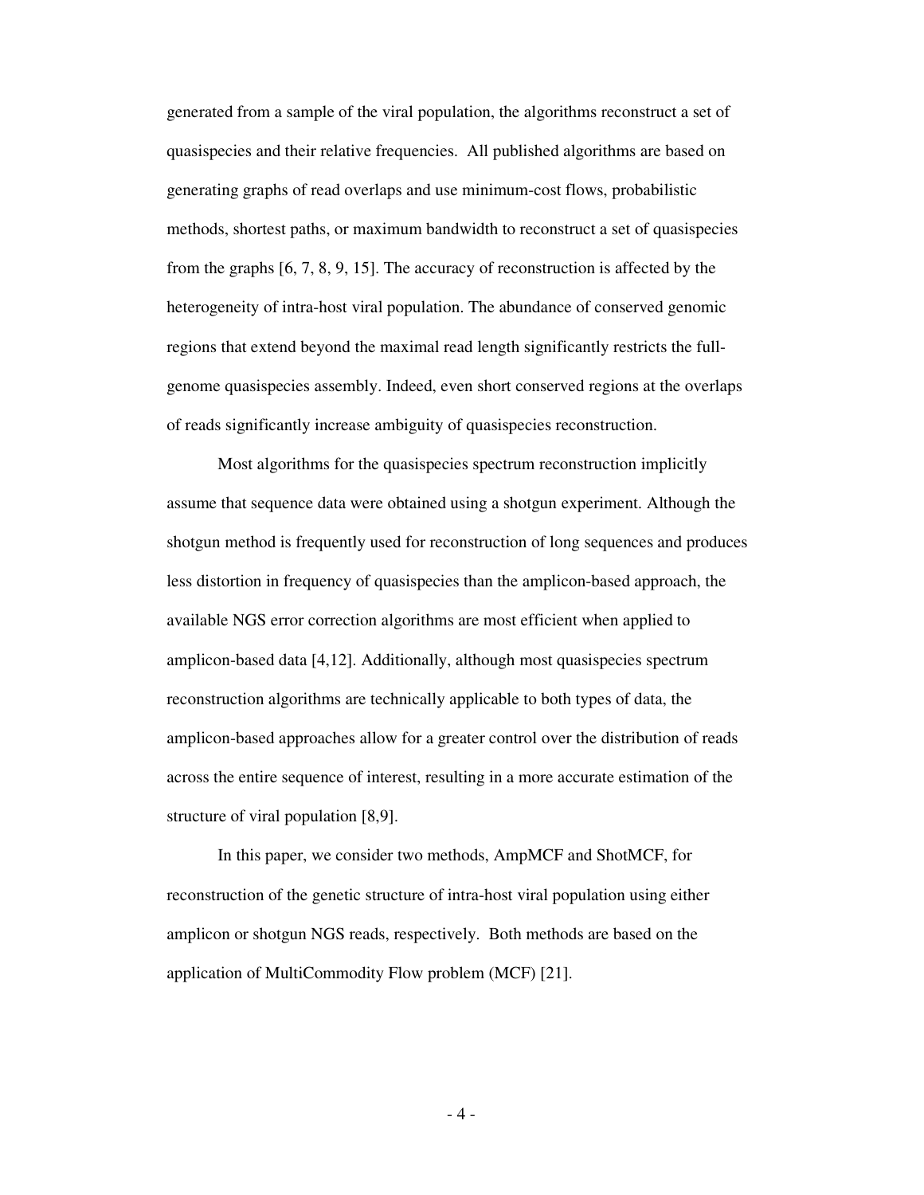generated from a sample of the viral population, the algorithms reconstruct a set of quasispecies and their relative frequencies. All published algorithms are based on generating graphs of read overlaps and use minimum-cost flows, probabilistic methods, shortest paths, or maximum bandwidth to reconstruct a set of quasispecies from the graphs [6, 7, 8, 9, 15]. The accuracy of reconstruction is affected by the heterogeneity of intra-host viral population. The abundance of conserved genomic regions that extend beyond the maximal read length significantly restricts the full-genome quasispecies assembly. Indeed, even short conserved regions at the overlaps of reads significantly increase ambiguity of quasispecies reconstruction.

Most algorithms for the quasispecies spectrum reconstruction implicitly assume that sequence data were obtained using a shotgun experiment. Although the shotgun method is frequently used for reconstruction of long sequences and produces less distortion in frequency of quasispecies than the amplicon-based approach, the available NGS error correction algorithms are most efficient when applied to amplicon-based data [4,12]. Additionally, although most quasispecies spectrum reconstruction algorithms are technically applicable to both types of data, the amplicon-based approaches allow for a greater control over the distribution of reads across the entire sequence of interest, resulting in a more accurate estimation of the structure of viral population [8,9].

In this paper, we consider two methods, AmpMCF and ShotMCF, for reconstruction of the genetic structure of intra-host viral population using either amplicon or shotgun NGS reads, respectively. Both methods are based on the application of MultiCommodity Flow problem (MCF) [21].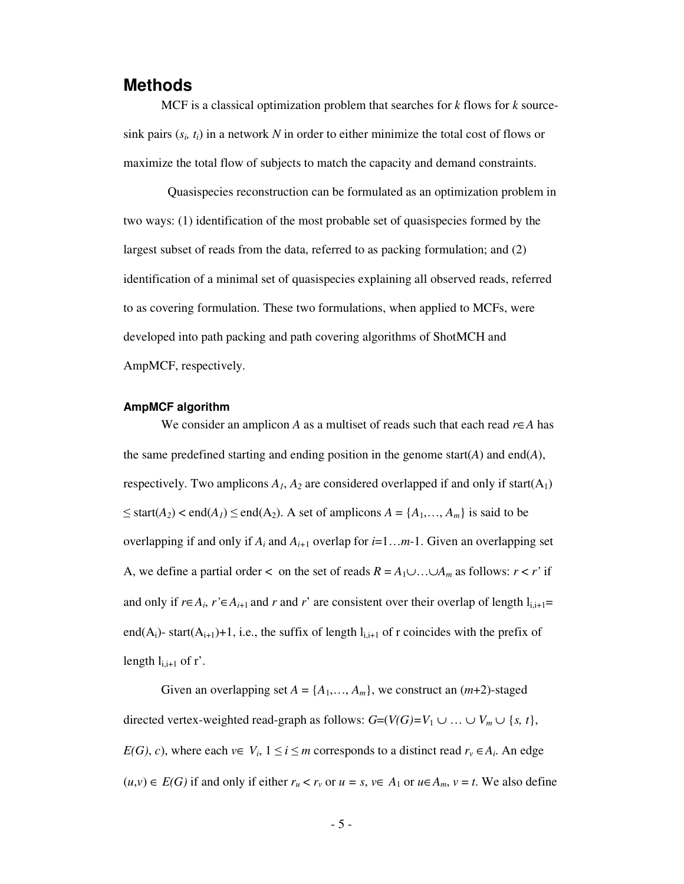## Methods

MCF is a classical optimization problem that searches for $k$ flows for $k$ source-sink pairs ($s_i$, $t_i$) in a network $N$ in order to either minimize the total cost of flows or maximize the total flow of subjects to match the capacity and demand constraints.

Quasispecies reconstruction can be formulated as an optimization problem in two ways: (1) identification of the most probable set of quasispecies formed by the largest subset of reads from the data, referred to as packing formulation; and (2) identification of a minimal set of quasispecies explaining all observed reads, referred to as covering formulation. These two formulations, when applied to MCFs, were developed into path packing and path covering algorithms of ShotMCH and AmpMCF, respectively.

### AmpMCF algorithm

We consider an amplicon $A$ as a multiset of reads such that each read $r \in A$ has the same predefined starting and ending position in the genome start($A$) and end($A$), respectively. Two amplicons $A_1$, $A_2$ are considered overlapped if and only if start($A_1$) $\leq$ start($A_2$) < end($A_1$) $\leq$ end($A_2$). A set of amplicons $A = \{A_1,\ldots, A_m\}$ is said to be overlapping if and only if $A_i$ and $A_{i+1}$ overlap for $i$=1…$m$-1. Given an overlapping set A, we define a partial order $<$ on the set of reads $R = A_1 \cup \ldots \cup A_m$ as follows: $r < r'$ if and only if $r \in A_i$, $r' \in A_{i+1}$ and $r$ and $r'$ are consistent over their overlap of length $l_{i,i+1}$= end($A_i$)- start($A_{i+1}$)+1, i.e., the suffix of length $l_{i,i+1}$ of r coincides with the prefix of length $l_{i,i+1}$ of r'.

Given an overlapping set $A = \{A_1,\ldots, A_m\}$, we construct an ($m$+2)-staged directed vertex-weighted read-graph as follows: $G=(V(G)=V_1 \cup \ldots \cup V_m \cup \{s, t\}$, $E(G)$, $c$), where each $v \in V_i$, $1 \leq i \leq m$ corresponds to a distinct read $r_v \in A_i$. An edge $(u,v) \in E(G)$ if and only if either $r_u < r_v$ or $u = s$, $v \in A_1$ or $u \in A_m$, $v = t$. We also define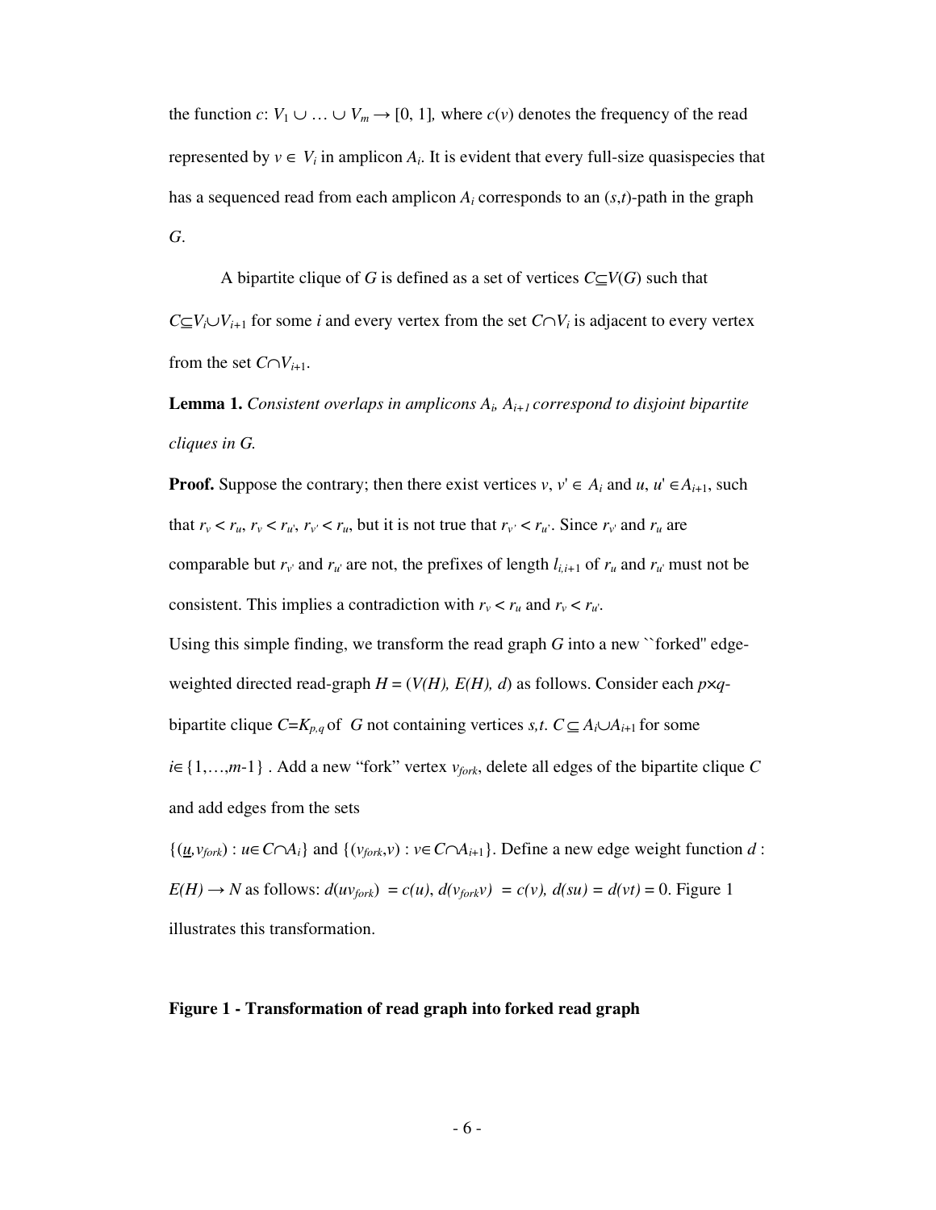the function $c$: $V_1 \cup \ldots \cup V_m \rightarrow [0, 1]$, where $c(v)$ denotes the frequency of the read represented by $v \in V_i$ in amplicon $A_i$. It is evident that every full-size quasispecies that has a sequenced read from each amplicon $A_i$ corresponds to an $(s,t)$-path in the graph $G$.

A bipartite clique of $G$ is defined as a set of vertices $C \subseteq V(G)$ such that $C \subseteq V_i \cup V_{i+1}$ for some $i$ and every vertex from the set $C \cap V_i$ is adjacent to every vertex from the set $C \cap V_{i+1}$.

**Lemma 1.** *Consistent overlaps in amplicons $A_i$, $A_{i+1}$ correspond to disjoint bipartite cliques in G.*

**Proof.** Suppose the contrary; then there exist vertices $v$, $v' \in A_i$ and $u$, $u' \in A_{i+1}$, such that $r_v < r_u$, $r_v < r_{u'}$, $r_{v'} < r_u$, but it is not true that $r_{v'} < r_{u'}$. Since $r_{v'}$ and $r_u$ are comparable but $r_{v'}$ and $r_{u'}$ are not, the prefixes of length $l_{i,i+1}$ of $r_u$ and $r_{u'}$ must not be consistent. This implies a contradiction with $r_v < r_u$ and $r_v < r_{u'}$.

Using this simple finding, we transform the read graph $G$ into a new ``forked'' edge-weighted directed read-graph $H = (V(H), E(H), d)$ as follows. Consider each $p \times q$-bipartite clique $C = K_{p,q}$ of $G$ not containing vertices $s,t$. $C \subseteq A_i \cup A_{i+1}$ for some $i \in \{1,\ldots,m-1\}$ . Add a new "fork" vertex $v_{fork}$, delete all edges of the bipartite clique $C$ and add edges from the sets

$\{(\underline{u}, v_{fork}) : u \in C \cap A_i\}$ and $\{(v_{fork}, v) : v \in C \cap A_{i+1}\}$. Define a new edge weight function $d$ : $E(H) \rightarrow N$ as follows: $d(uv_{fork}) = c(u)$, $d(v_{fork}v) = c(v)$, $d(su) = d(vt) = 0$. Figure 1 illustrates this transformation.

**Figure 1 - Transformation of read graph into forked read graph**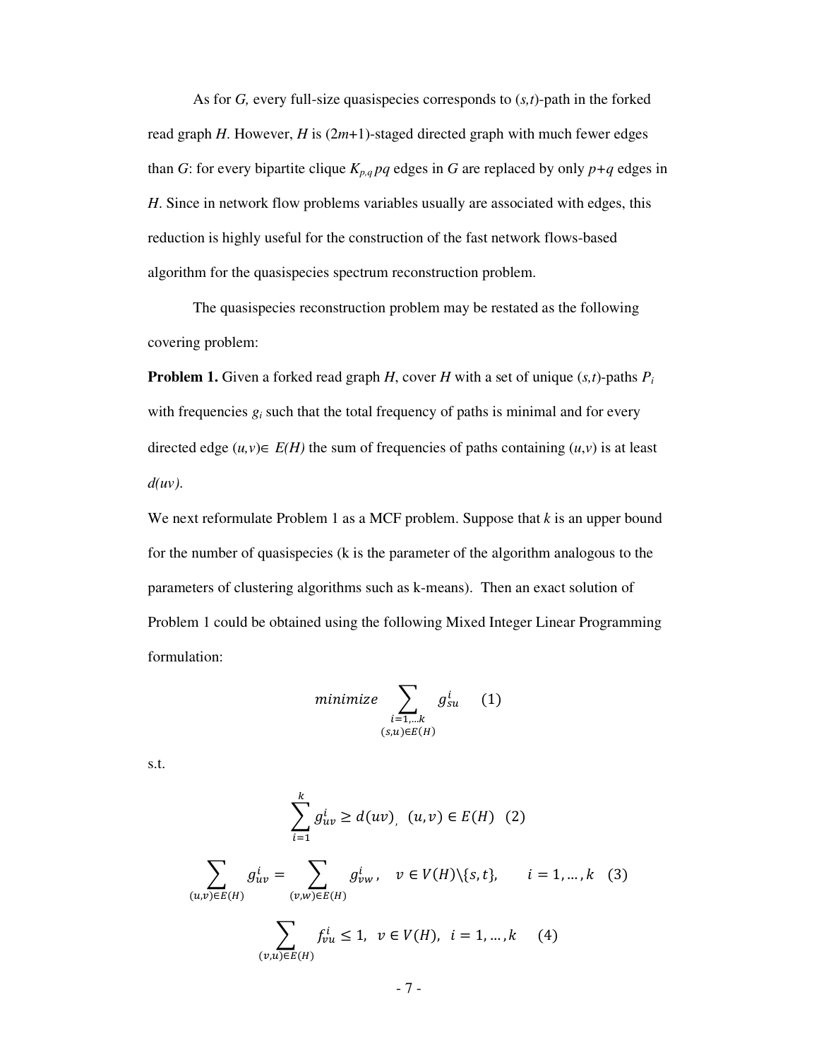As for $G$, every full-size quasispecies corresponds to $(s,t)$-path in the forked read graph $H$. However, $H$ is $(2m+1)$-staged directed graph with much fewer edges than $G$: for every bipartite clique $K_{p,q}$ $pq$ edges in $G$ are replaced by only $p+q$ edges in $H$. Since in network flow problems variables usually are associated with edges, this reduction is highly useful for the construction of the fast network flows-based algorithm for the quasispecies spectrum reconstruction problem.

The quasispecies reconstruction problem may be restated as the following covering problem:

**Problem 1.** Given a forked read graph $H$, cover $H$ with a set of unique $(s,t)$-paths $P_i$ with frequencies $g_i$ such that the total frequency of paths is minimal and for every directed edge $(u,v) \in E(H)$ the sum of frequencies of paths containing $(u,v)$ is at least $d(uv)$.

We next reformulate Problem 1 as a MCF problem. Suppose that $k$ is an upper bound for the number of quasispecies (k is the parameter of the algorithm analogous to the parameters of clustering algorithms such as k-means). Then an exact solution of Problem 1 could be obtained using the following Mixed Integer Linear Programming formulation:

$$minimize \sum_{\substack{i=1,\dots k \\ (s,u)\in E(H)}} g_{su}^{i} \quad (1)$$

s.t.

$$\sum_{i=1}^{k} g_{uv}^{i} \geq d(uv), \quad (u,v) \in E(H) \quad (2)$$

$$\sum_{(u,v)\in E(H)} g_{uv}^{i} = \sum_{(v,w)\in E(H)} g_{vw}^{i}, \quad v \in V(H)\setminus\{s,t\}, \qquad i = 1,\dots,k \quad (3)$$

$$\sum_{(v,u)\in E(H)} f_{vu}^{i} \leq 1, \quad v \in V(H), \quad i = 1,\dots,k \quad (4)$$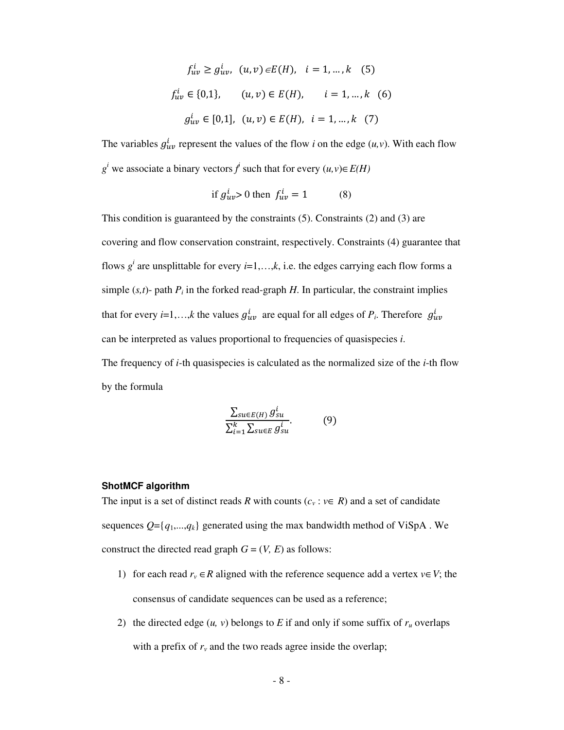$$f_{uv}^{i} \geq g_{uv}^{i}, \quad (u,v) \in E(H), \quad i = 1, \dots, k \quad (5)$$

$$f_{uv}^{i} \in \{0,1\}, \qquad (u,v) \in E(H), \qquad i = 1, \dots, k \quad (6)$$

$$g_{uv}^{i} \in [0,1], \quad (u,v) \in E(H), \quad i = 1, \dots, k \quad (7)$$

The variables $g_{uv}^{i}$ represent the values of the flow *i* on the edge (*u,v*). With each flow $g^{i}$ we associate a binary vectors $f^{i}$ such that for every $(u,v) \in E(H)$

$$\text{if } g_{uv}^{i} > 0 \text{ then } f_{uv}^{i} = 1 \qquad (8)$$

This condition is guaranteed by the constraints (5). Constraints (2) and (3) are covering and flow conservation constraint, respectively. Constraints (4) guarantee that flows $g^{i}$ are unsplittable for every $i$=1,…,$k$, i.e. the edges carrying each flow forms a simple (*s,t*)- path $P_i$ in the forked read-graph *H*. In particular, the constraint implies that for every $i$=1,…,$k$ the values $g_{uv}^{i}$ are equal for all edges of $P_i$. Therefore $g_{uv}^{i}$ can be interpreted as values proportional to frequencies of quasispecies *i*.

The frequency of *i*-th quasispecies is calculated as the normalized size of the *i*-th flow by the formula

$$\frac{\sum_{su \in E(H)} g_{su}^{i}}{\sum_{i=1}^{k} \sum_{su \in E} g_{su}^{i}}. \qquad (9)$$

### ShotMCF algorithm

The input is a set of distinct reads *R* with counts ($c_v : v \in R$) and a set of candidate sequences $Q=\{q_1,...,q_k\}$ generated using the max bandwidth method of ViSpA . We construct the directed read graph $G = (V, E)$ as follows:

1) for each read $r_v \in R$ aligned with the reference sequence add a vertex $v \in V$; the consensus of candidate sequences can be used as a reference;
2) the directed edge (*u, v*) belongs to *E* if and only if some suffix of $r_u$ overlaps with a prefix of $r_v$ and the two reads agree inside the overlap;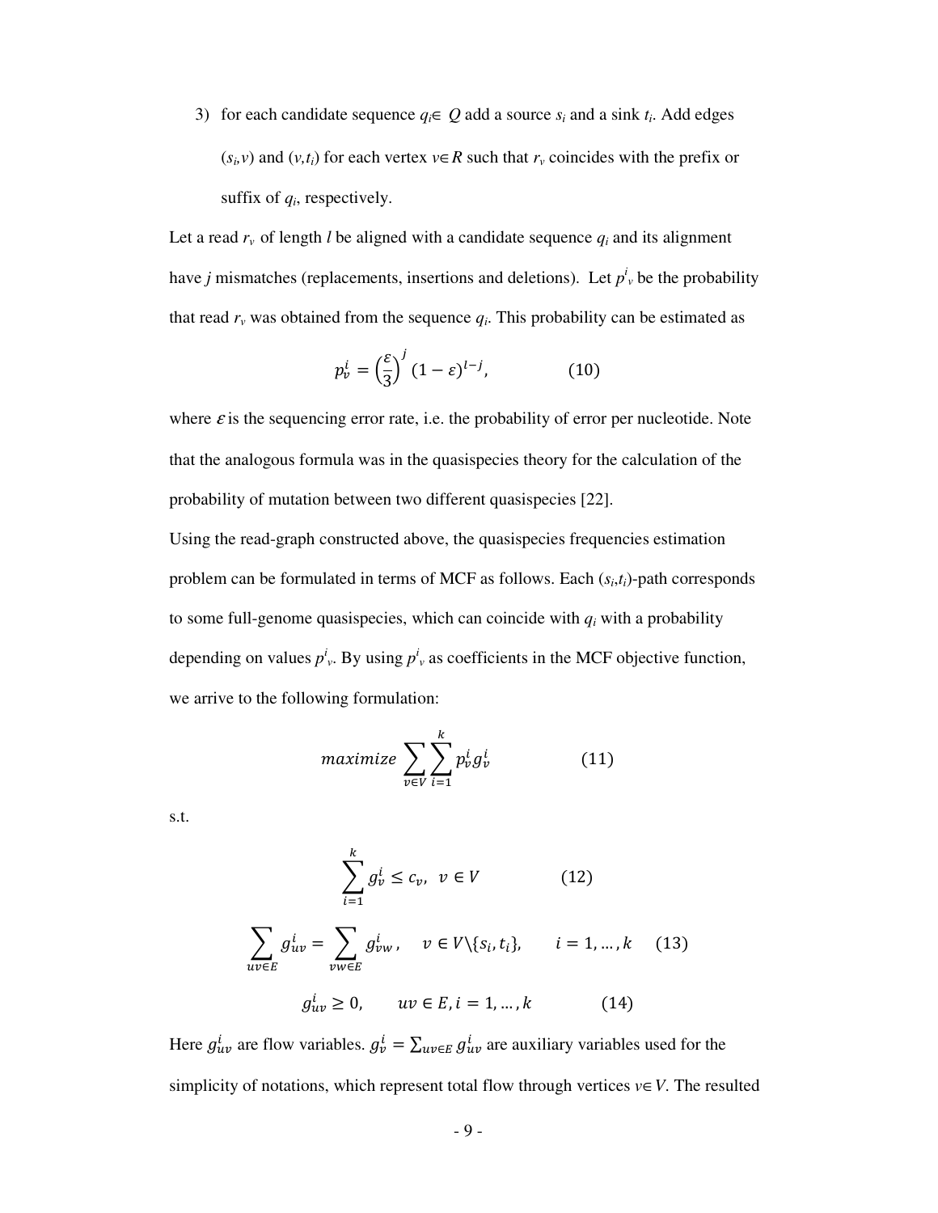3) for each candidate sequence $q_i \in Q$ add a source $s_i$ and a sink $t_i$. Add edges $(s_i,v)$ and $(v,t_i)$ for each vertex $v \in R$ such that $r_v$ coincides with the prefix or suffix of $q_i$, respectively.

Let a read $r_v$ of length $l$ be aligned with a candidate sequence $q_i$ and its alignment have $j$ mismatches (replacements, insertions and deletions). Let $p^i_v$ be the probability that read $r_v$ was obtained from the sequence $q_i$. This probability can be estimated as

$$p_v^i = \left(\frac{\varepsilon}{3}\right)^j (1-\varepsilon)^{l-j}, \qquad (10)$$

where $\varepsilon$ is the sequencing error rate, i.e. the probability of error per nucleotide. Note that the analogous formula was in the quasispecies theory for the calculation of the probability of mutation between two different quasispecies [22].

Using the read-graph constructed above, the quasispecies frequencies estimation problem can be formulated in terms of MCF as follows. Each $(s_i,t_i)$-path corresponds to some full-genome quasispecies, which can coincide with $q_i$ with a probability depending on values $p^i_v$. By using $p^i_v$ as coefficients in the MCF objective function, we arrive to the following formulation:

$$maximize \sum_{v\in V}\sum_{i=1}^{k} p_v^i g_v^i \qquad (11)$$

s.t.

$$\sum_{i=1}^{k} g_v^i \le c_v, \;\; v \in V \qquad (12)$$

$$\sum_{uv\in E} g_{uv}^i = \sum_{vw\in E} g_{vw}^i, \quad v \in V\backslash\{s_i,t_i\}, \qquad i = 1,\dots,k \qquad (13)$$

$$g_{uv}^i \ge 0, \qquad uv \in E, i = 1,\dots,k \qquad (14)$$

Here $g_{uv}^i$ are flow variables. $g_v^i = \sum_{uv\in E} g_{uv}^i$ are auxiliary variables used for the simplicity of notations, which represent total flow through vertices $v \in V$. The resulted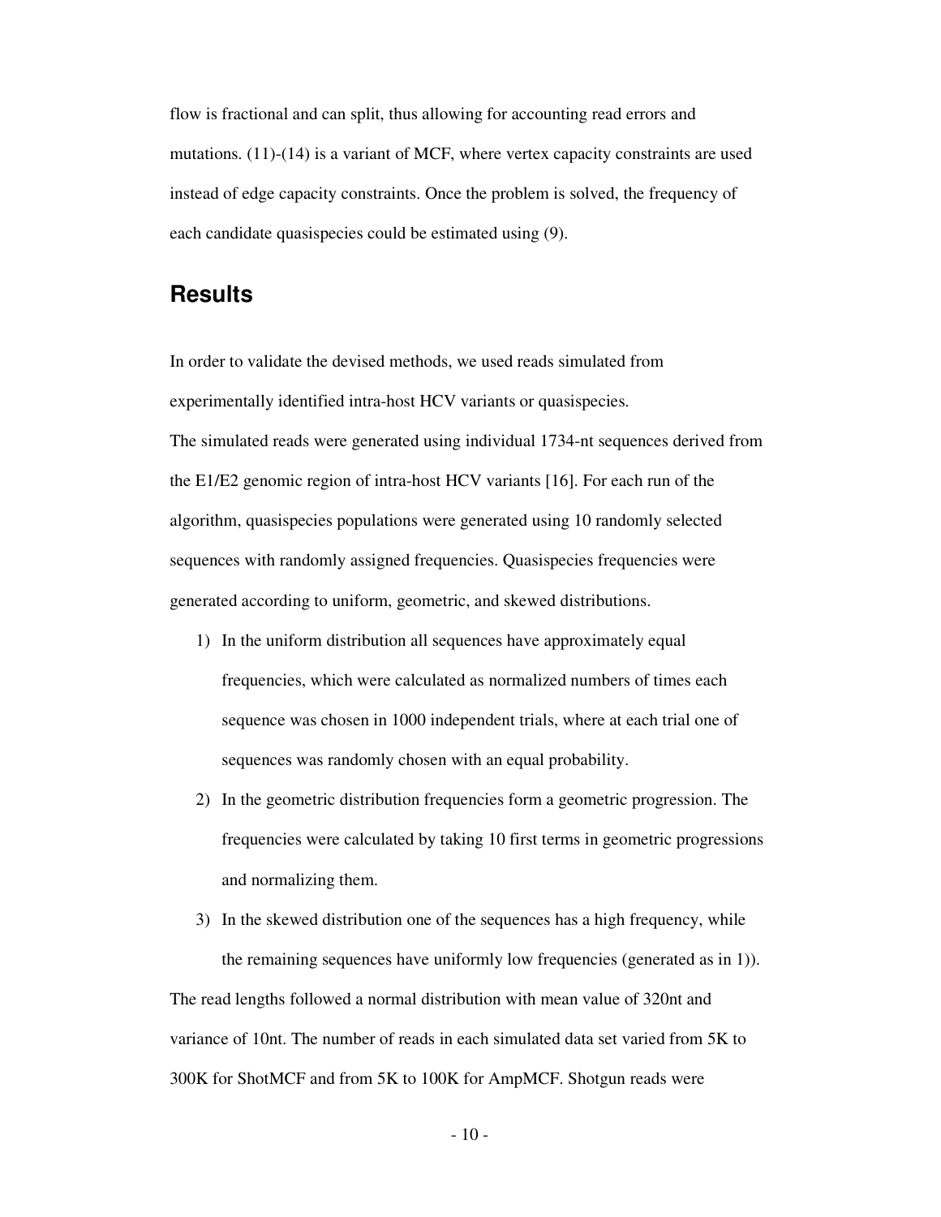flow is fractional and can split, thus allowing for accounting read errors and mutations. (11)-(14) is a variant of MCF, where vertex capacity constraints are used instead of edge capacity constraints. Once the problem is solved, the frequency of each candidate quasispecies could be estimated using (9).

## Results

In order to validate the devised methods, we used reads simulated from experimentally identified intra-host HCV variants or quasispecies.

The simulated reads were generated using individual 1734-nt sequences derived from the E1/E2 genomic region of intra-host HCV variants [16]. For each run of the algorithm, quasispecies populations were generated using 10 randomly selected sequences with randomly assigned frequencies. Quasispecies frequencies were generated according to uniform, geometric, and skewed distributions.

1) In the uniform distribution all sequences have approximately equal frequencies, which were calculated as normalized numbers of times each sequence was chosen in 1000 independent trials, where at each trial one of sequences was randomly chosen with an equal probability.
2) In the geometric distribution frequencies form a geometric progression. The frequencies were calculated by taking 10 first terms in geometric progressions and normalizing them.
3) In the skewed distribution one of the sequences has a high frequency, while the remaining sequences have uniformly low frequencies (generated as in 1)).

The read lengths followed a normal distribution with mean value of 320nt and variance of 10nt. The number of reads in each simulated data set varied from 5K to 300K for ShotMCF and from 5K to 100K for AmpMCF. Shotgun reads were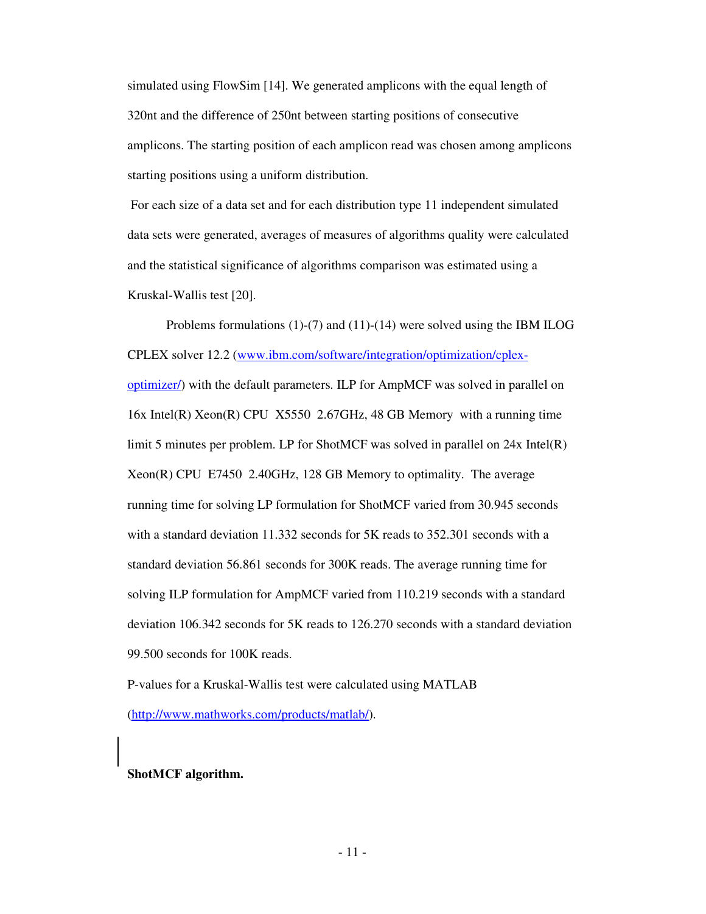simulated using FlowSim [14]. We generated amplicons with the equal length of 320nt and the difference of 250nt between starting positions of consecutive amplicons. The starting position of each amplicon read was chosen among amplicons starting positions using a uniform distribution.

For each size of a data set and for each distribution type 11 independent simulated data sets were generated, averages of measures of algorithms quality were calculated and the statistical significance of algorithms comparison was estimated using a Kruskal-Wallis test [20].

Problems formulations (1)-(7) and (11)-(14) were solved using the IBM ILOG CPLEX solver 12.2 (www.ibm.com/software/integration/optimization/cplex-optimizer/) with the default parameters. ILP for AmpMCF was solved in parallel on 16x Intel(R) Xeon(R) CPU X5550 2.67GHz, 48 GB Memory with a running time limit 5 minutes per problem. LP for ShotMCF was solved in parallel on 24x Intel(R) Xeon(R) CPU E7450 2.40GHz, 128 GB Memory to optimality. The average running time for solving LP formulation for ShotMCF varied from 30.945 seconds with a standard deviation 11.332 seconds for 5K reads to 352.301 seconds with a standard deviation 56.861 seconds for 300K reads. The average running time for solving ILP formulation for AmpMCF varied from 110.219 seconds with a standard deviation 106.342 seconds for 5K reads to 126.270 seconds with a standard deviation 99.500 seconds for 100K reads.

P-values for a Kruskal-Wallis test were calculated using MATLAB (http://www.mathworks.com/products/matlab/).

**ShotMCF algorithm.**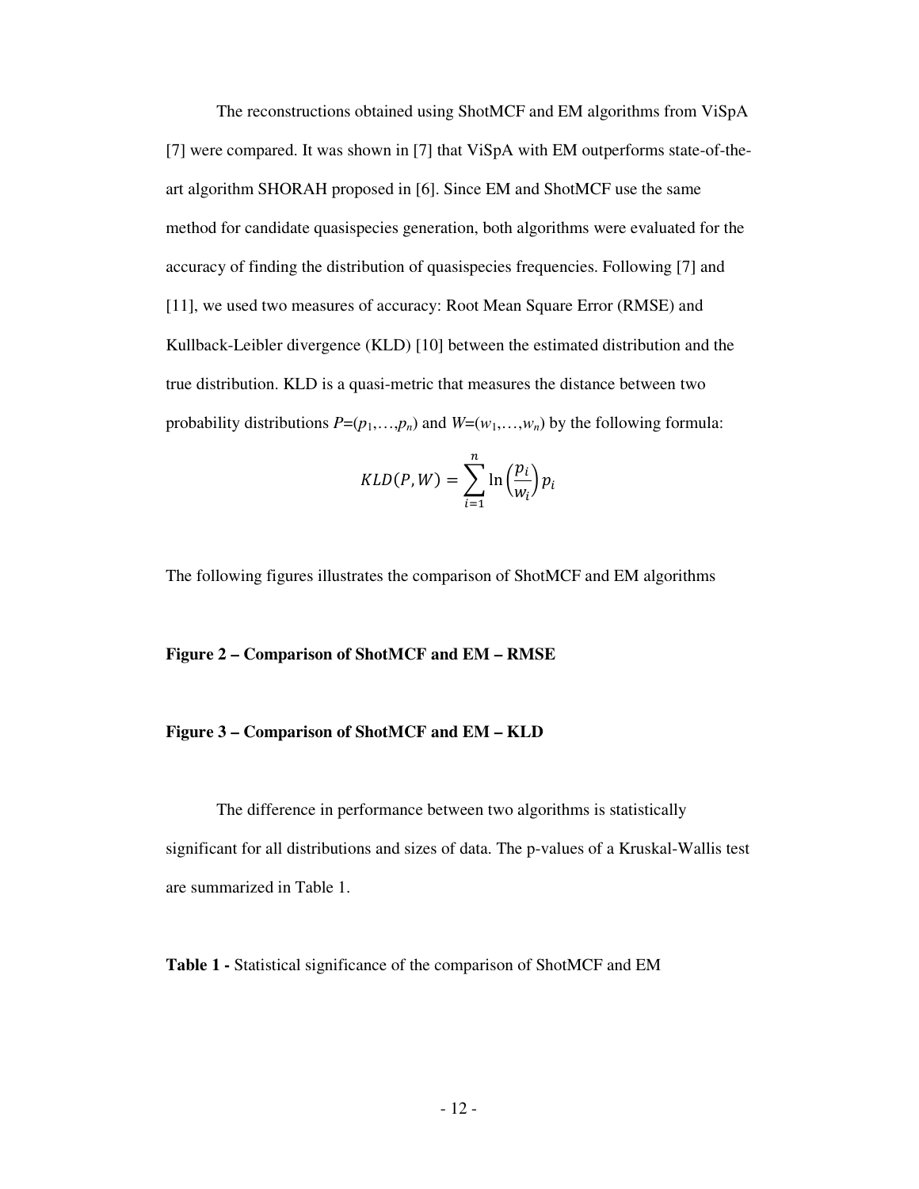The reconstructions obtained using ShotMCF and EM algorithms from ViSpA [7] were compared. It was shown in [7] that ViSpA with EM outperforms state-of-the-art algorithm SHORAH proposed in [6]. Since EM and ShotMCF use the same method for candidate quasispecies generation, both algorithms were evaluated for the accuracy of finding the distribution of quasispecies frequencies. Following [7] and [11], we used two measures of accuracy: Root Mean Square Error (RMSE) and Kullback-Leibler divergence (KLD) [10] between the estimated distribution and the true distribution. KLD is a quasi-metric that measures the distance between two probability distributions $P=(p_1,\ldots,p_n)$ and $W=(w_1,\ldots,w_n)$ by the following formula:

$$KLD(P,W) = \sum_{i=1}^{n} \ln\left(\frac{p_i}{w_i}\right) p_i$$

The following figures illustrates the comparison of ShotMCF and EM algorithms

**Figure 2 – Comparison of ShotMCF and EM – RMSE**

**Figure 3 – Comparison of ShotMCF and EM – KLD**

The difference in performance between two algorithms is statistically significant for all distributions and sizes of data. The p-values of a Kruskal-Wallis test are summarized in Table 1.

**Table 1 -** Statistical significance of the comparison of ShotMCF and EM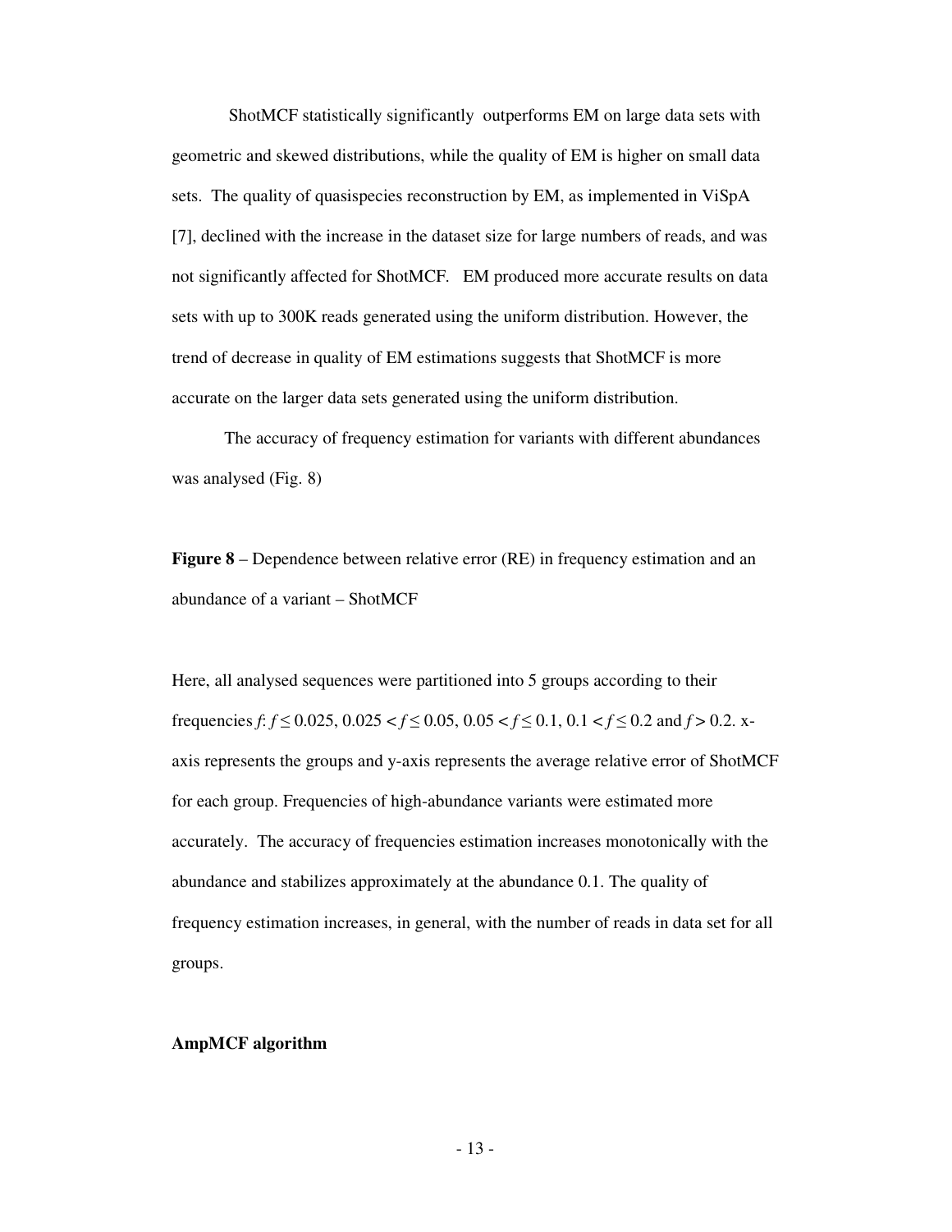ShotMCF statistically significantly outperforms EM on large data sets with geometric and skewed distributions, while the quality of EM is higher on small data sets. The quality of quasispecies reconstruction by EM, as implemented in ViSpA [7], declined with the increase in the dataset size for large numbers of reads, and was not significantly affected for ShotMCF. EM produced more accurate results on data sets with up to 300K reads generated using the uniform distribution. However, the trend of decrease in quality of EM estimations suggests that ShotMCF is more accurate on the larger data sets generated using the uniform distribution.

The accuracy of frequency estimation for variants with different abundances was analysed (Fig. 8)

**Figure 8** – Dependence between relative error (RE) in frequency estimation and an abundance of a variant – ShotMCF

Here, all analysed sequences were partitioned into 5 groups according to their frequencies $f$: $f \leq 0.025$, $0.025 < f \leq 0.05$, $0.05 < f \leq 0.1$, $0.1 < f \leq 0.2$ and $f > 0.2$. x-axis represents the groups and y-axis represents the average relative error of ShotMCF for each group. Frequencies of high-abundance variants were estimated more accurately. The accuracy of frequencies estimation increases monotonically with the abundance and stabilizes approximately at the abundance 0.1. The quality of frequency estimation increases, in general, with the number of reads in data set for all groups.

**AmpMCF algorithm**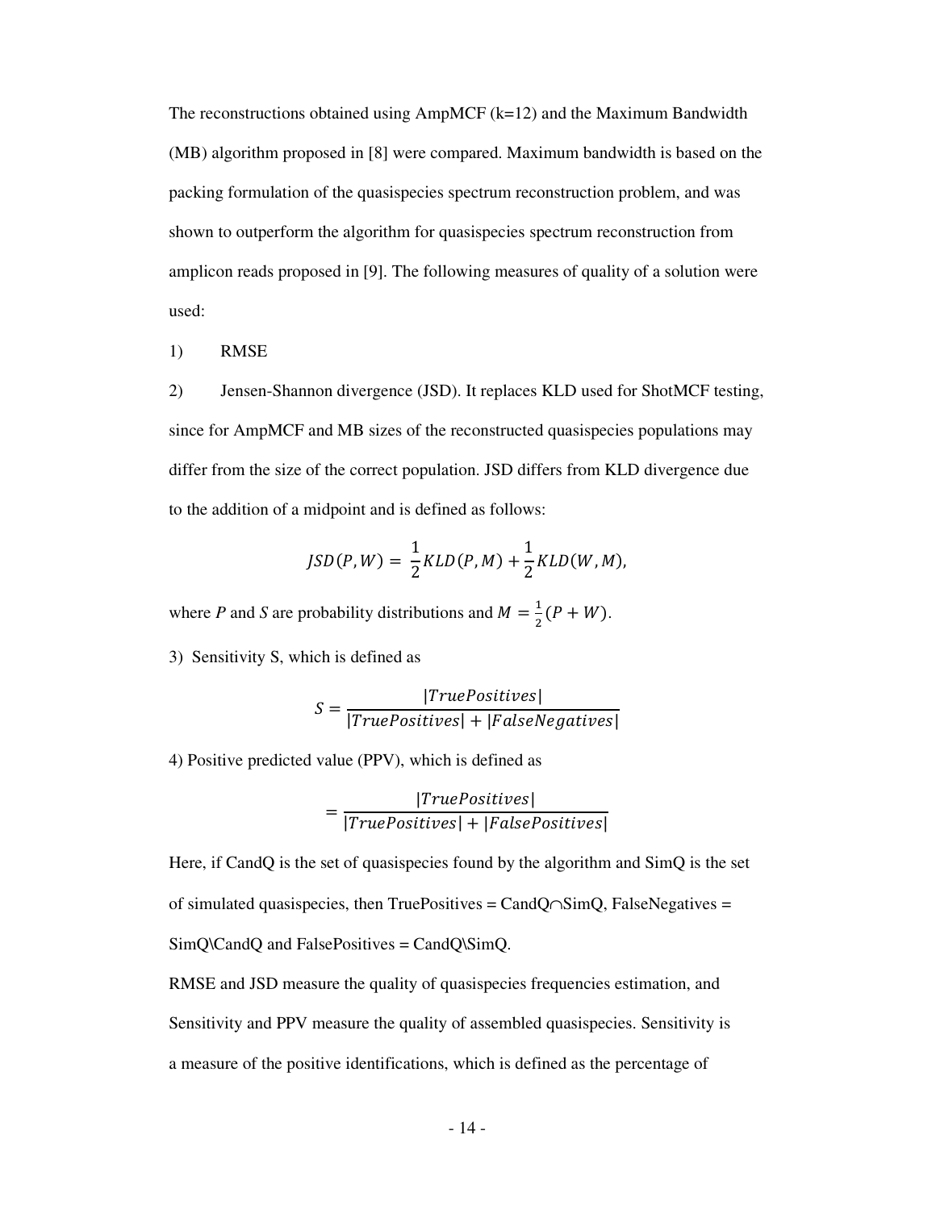The reconstructions obtained using AmpMCF (k=12) and the Maximum Bandwidth (MB) algorithm proposed in [8] were compared. Maximum bandwidth is based on the packing formulation of the quasispecies spectrum reconstruction problem, and was shown to outperform the algorithm for quasispecies spectrum reconstruction from amplicon reads proposed in [9]. The following measures of quality of a solution were used:

1) RMSE

2) Jensen-Shannon divergence (JSD). It replaces KLD used for ShotMCF testing, since for AmpMCF and MB sizes of the reconstructed quasispecies populations may differ from the size of the correct population. JSD differs from KLD divergence due to the addition of a midpoint and is defined as follows:

$$JSD(P,W) = \frac{1}{2}KLD(P,M) + \frac{1}{2}KLD(W,M),$$

where *P* and *S* are probability distributions and $M = \frac{1}{2}(P+W)$.

3) Sensitivity S, which is defined as

$$S = \frac{|TruePositives|}{|TruePositives| + |FalseNegatives|}$$

4) Positive predicted value (PPV), which is defined as

$$= \frac{|TruePositives|}{|TruePositives| + |FalsePositives|}$$

Here, if CandQ is the set of quasispecies found by the algorithm and SimQ is the set of simulated quasispecies, then TruePositives = CandQ∩SimQ, FalseNegatives = SimQ\CandQ and FalsePositives = CandQ\SimQ.

RMSE and JSD measure the quality of quasispecies frequencies estimation, and Sensitivity and PPV measure the quality of assembled quasispecies. Sensitivity is a measure of the positive identifications, which is defined as the percentage of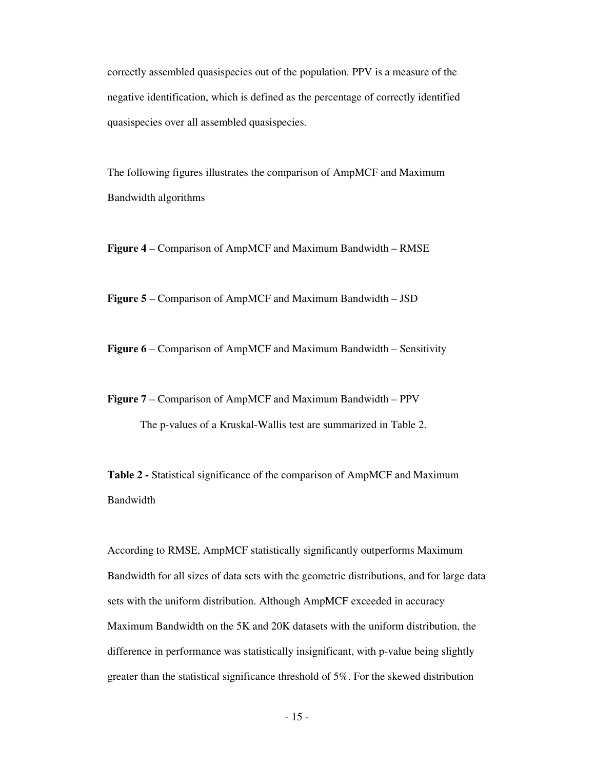correctly assembled quasispecies out of the population. PPV is a measure of the negative identification, which is defined as the percentage of correctly identified quasispecies over all assembled quasispecies.

The following figures illustrates the comparison of AmpMCF and Maximum Bandwidth algorithms

**Figure 4** – Comparison of AmpMCF and Maximum Bandwidth – RMSE

**Figure 5** – Comparison of AmpMCF and Maximum Bandwidth – JSD

**Figure 6** – Comparison of AmpMCF and Maximum Bandwidth – Sensitivity

**Figure 7** – Comparison of AmpMCF and Maximum Bandwidth – PPV

The p-values of a Kruskal-Wallis test are summarized in Table 2.

**Table 2 -** Statistical significance of the comparison of AmpMCF and Maximum Bandwidth

According to RMSE, AmpMCF statistically significantly outperforms Maximum Bandwidth for all sizes of data sets with the geometric distributions, and for large data sets with the uniform distribution. Although AmpMCF exceeded in accuracy Maximum Bandwidth on the 5K and 20K datasets with the uniform distribution, the difference in performance was statistically insignificant, with p-value being slightly greater than the statistical significance threshold of 5%. For the skewed distribution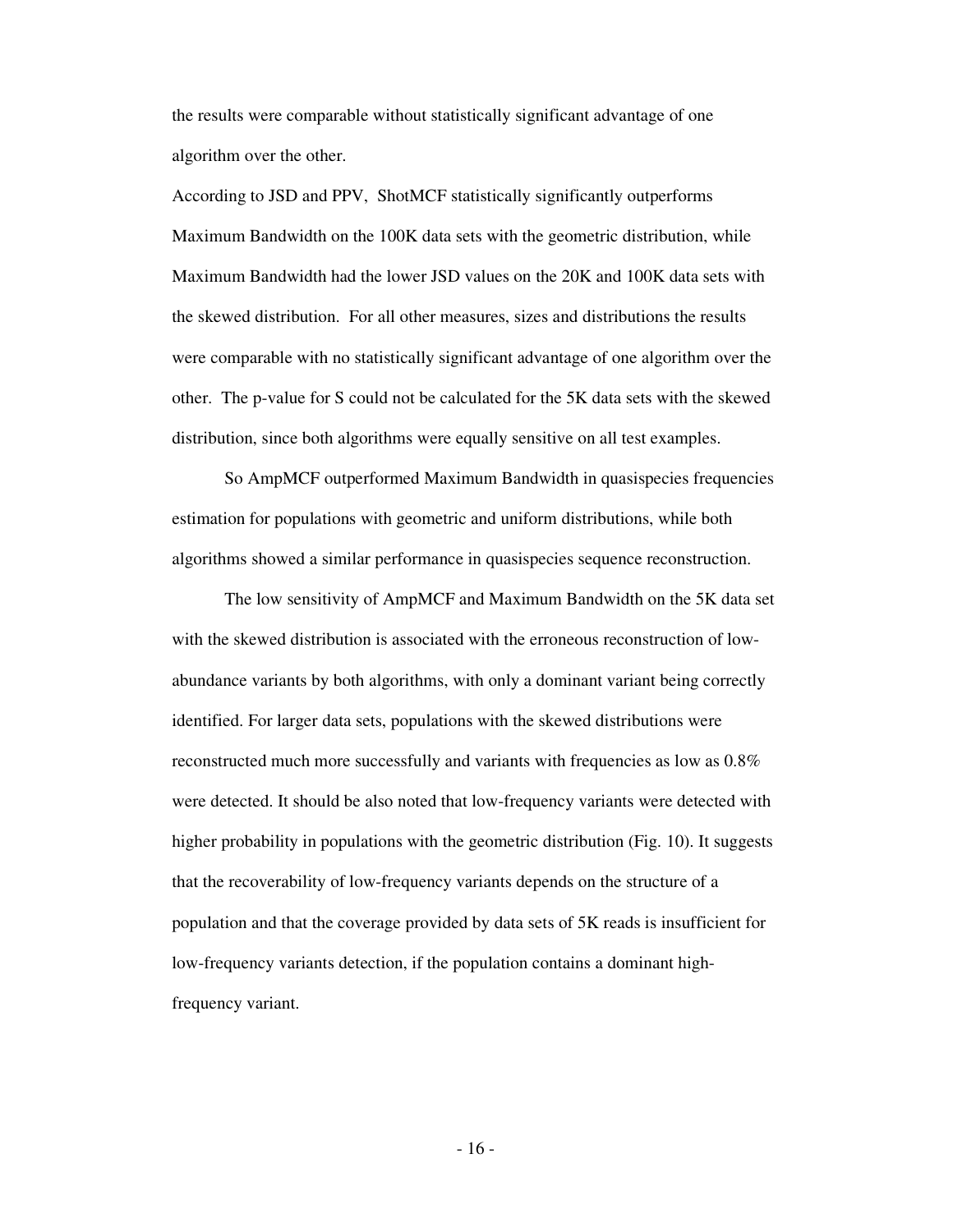the results were comparable without statistically significant advantage of one algorithm over the other.

According to JSD and PPV, ShotMCF statistically significantly outperforms Maximum Bandwidth on the 100K data sets with the geometric distribution, while Maximum Bandwidth had the lower JSD values on the 20K and 100K data sets with the skewed distribution. For all other measures, sizes and distributions the results were comparable with no statistically significant advantage of one algorithm over the other. The p-value for S could not be calculated for the 5K data sets with the skewed distribution, since both algorithms were equally sensitive on all test examples.

So AmpMCF outperformed Maximum Bandwidth in quasispecies frequencies estimation for populations with geometric and uniform distributions, while both algorithms showed a similar performance in quasispecies sequence reconstruction.

The low sensitivity of AmpMCF and Maximum Bandwidth on the 5K data set with the skewed distribution is associated with the erroneous reconstruction of low-abundance variants by both algorithms, with only a dominant variant being correctly identified. For larger data sets, populations with the skewed distributions were reconstructed much more successfully and variants with frequencies as low as 0.8% were detected. It should be also noted that low-frequency variants were detected with higher probability in populations with the geometric distribution (Fig. 10). It suggests that the recoverability of low-frequency variants depends on the structure of a population and that the coverage provided by data sets of 5K reads is insufficient for low-frequency variants detection, if the population contains a dominant high-frequency variant.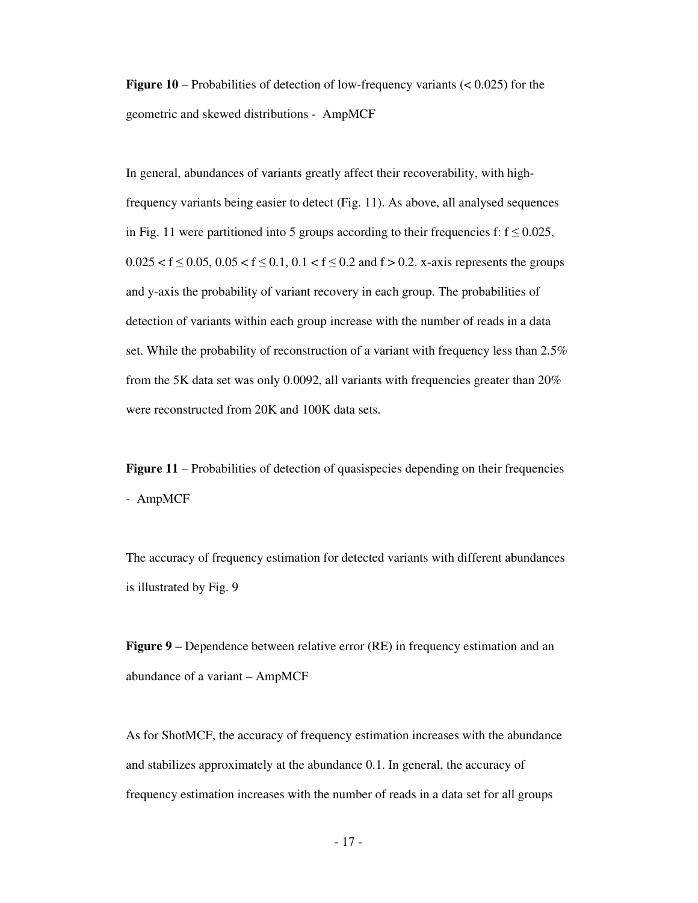**Figure 10** – Probabilities of detection of low-frequency variants ($< 0.025$) for the geometric and skewed distributions - AmpMCF

In general, abundances of variants greatly affect their recoverability, with high-frequency variants being easier to detect (Fig. 11). As above, all analysed sequences in Fig. 11 were partitioned into 5 groups according to their frequencies f: $f \leq 0.025$, $0.025 < f \leq 0.05$, $0.05 < f \leq 0.1$, $0.1 < f \leq 0.2$ and $f > 0.2$. x-axis represents the groups and y-axis the probability of variant recovery in each group. The probabilities of detection of variants within each group increase with the number of reads in a data set. While the probability of reconstruction of a variant with frequency less than 2.5% from the 5K data set was only 0.0092, all variants with frequencies greater than 20% were reconstructed from 20K and 100K data sets.

**Figure 11** – Probabilities of detection of quasispecies depending on their frequencies - AmpMCF

The accuracy of frequency estimation for detected variants with different abundances is illustrated by Fig. 9

**Figure 9** – Dependence between relative error (RE) in frequency estimation and an abundance of a variant – AmpMCF

As for ShotMCF, the accuracy of frequency estimation increases with the abundance and stabilizes approximately at the abundance 0.1. In general, the accuracy of frequency estimation increases with the number of reads in a data set for all groups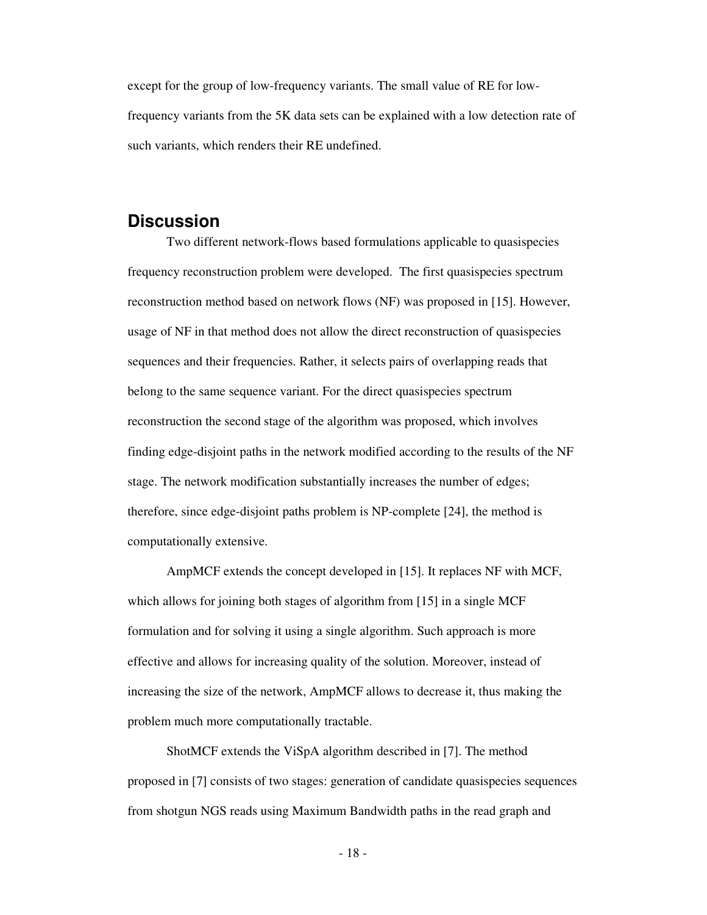except for the group of low-frequency variants. The small value of RE for low-frequency variants from the 5K data sets can be explained with a low detection rate of such variants, which renders their RE undefined.

## Discussion

Two different network-flows based formulations applicable to quasispecies frequency reconstruction problem were developed. The first quasispecies spectrum reconstruction method based on network flows (NF) was proposed in [15]. However, usage of NF in that method does not allow the direct reconstruction of quasispecies sequences and their frequencies. Rather, it selects pairs of overlapping reads that belong to the same sequence variant. For the direct quasispecies spectrum reconstruction the second stage of the algorithm was proposed, which involves finding edge-disjoint paths in the network modified according to the results of the NF stage. The network modification substantially increases the number of edges; therefore, since edge-disjoint paths problem is NP-complete [24], the method is computationally extensive.

AmpMCF extends the concept developed in [15]. It replaces NF with MCF, which allows for joining both stages of algorithm from [15] in a single MCF formulation and for solving it using a single algorithm. Such approach is more effective and allows for increasing quality of the solution. Moreover, instead of increasing the size of the network, AmpMCF allows to decrease it, thus making the problem much more computationally tractable.

ShotMCF extends the ViSpA algorithm described in [7]. The method proposed in [7] consists of two stages: generation of candidate quasispecies sequences from shotgun NGS reads using Maximum Bandwidth paths in the read graph and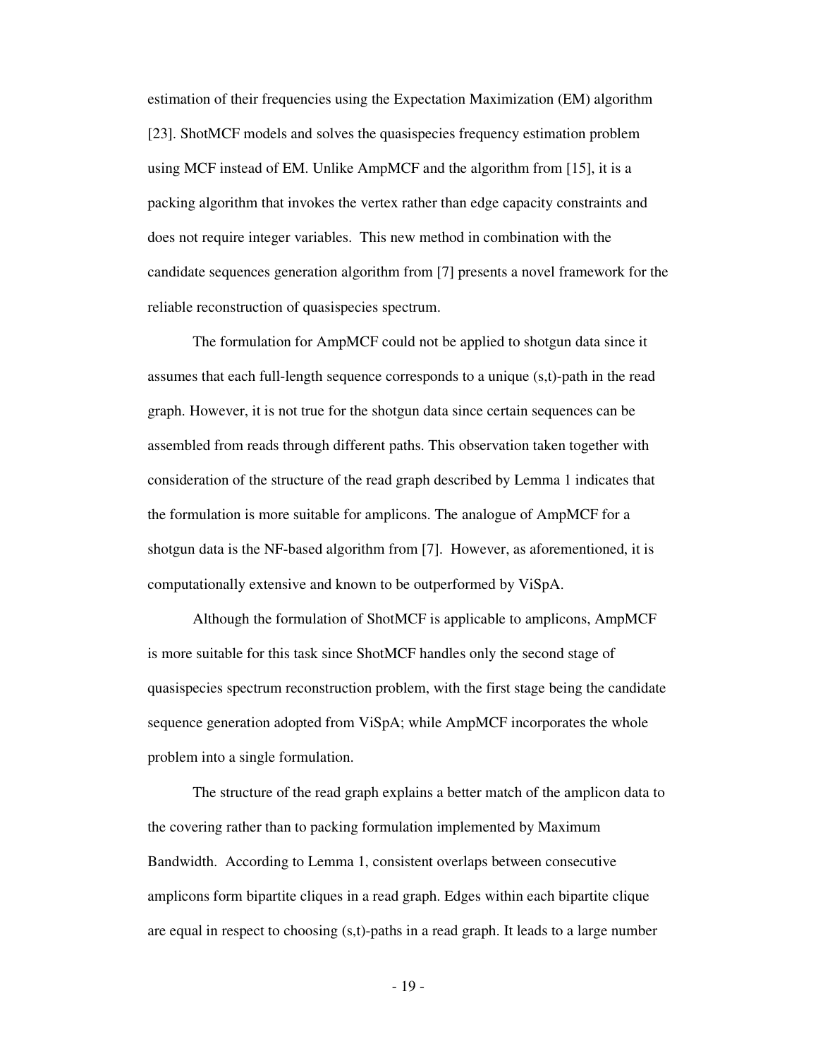estimation of their frequencies using the Expectation Maximization (EM) algorithm [23]. ShotMCF models and solves the quasispecies frequency estimation problem using MCF instead of EM. Unlike AmpMCF and the algorithm from [15], it is a packing algorithm that invokes the vertex rather than edge capacity constraints and does not require integer variables. This new method in combination with the candidate sequences generation algorithm from [7] presents a novel framework for the reliable reconstruction of quasispecies spectrum.

The formulation for AmpMCF could not be applied to shotgun data since it assumes that each full-length sequence corresponds to a unique (s,t)-path in the read graph. However, it is not true for the shotgun data since certain sequences can be assembled from reads through different paths. This observation taken together with consideration of the structure of the read graph described by Lemma 1 indicates that the formulation is more suitable for amplicons. The analogue of AmpMCF for a shotgun data is the NF-based algorithm from [7]. However, as aforementioned, it is computationally extensive and known to be outperformed by ViSpA.

Although the formulation of ShotMCF is applicable to amplicons, AmpMCF is more suitable for this task since ShotMCF handles only the second stage of quasispecies spectrum reconstruction problem, with the first stage being the candidate sequence generation adopted from ViSpA; while AmpMCF incorporates the whole problem into a single formulation.

The structure of the read graph explains a better match of the amplicon data to the covering rather than to packing formulation implemented by Maximum Bandwidth. According to Lemma 1, consistent overlaps between consecutive amplicons form bipartite cliques in a read graph. Edges within each bipartite clique are equal in respect to choosing (s,t)-paths in a read graph. It leads to a large number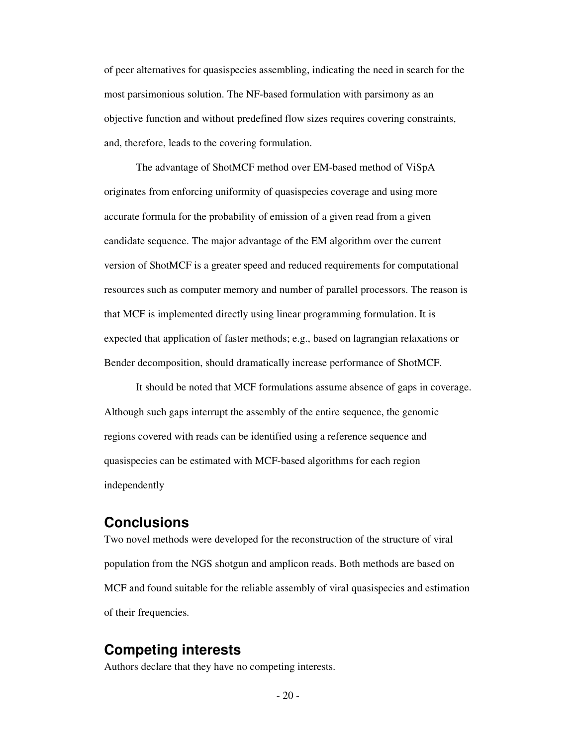of peer alternatives for quasispecies assembling, indicating the need in search for the most parsimonious solution. The NF-based formulation with parsimony as an objective function and without predefined flow sizes requires covering constraints, and, therefore, leads to the covering formulation.

The advantage of ShotMCF method over EM-based method of ViSpA originates from enforcing uniformity of quasispecies coverage and using more accurate formula for the probability of emission of a given read from a given candidate sequence. The major advantage of the EM algorithm over the current version of ShotMCF is a greater speed and reduced requirements for computational resources such as computer memory and number of parallel processors. The reason is that MCF is implemented directly using linear programming formulation. It is expected that application of faster methods; e.g., based on lagrangian relaxations or Bender decomposition, should dramatically increase performance of ShotMCF.

It should be noted that MCF formulations assume absence of gaps in coverage. Although such gaps interrupt the assembly of the entire sequence, the genomic regions covered with reads can be identified using a reference sequence and quasispecies can be estimated with MCF-based algorithms for each region independently

## Conclusions

Two novel methods were developed for the reconstruction of the structure of viral population from the NGS shotgun and amplicon reads. Both methods are based on MCF and found suitable for the reliable assembly of viral quasispecies and estimation of their frequencies.

## Competing interests

Authors declare that they have no competing interests.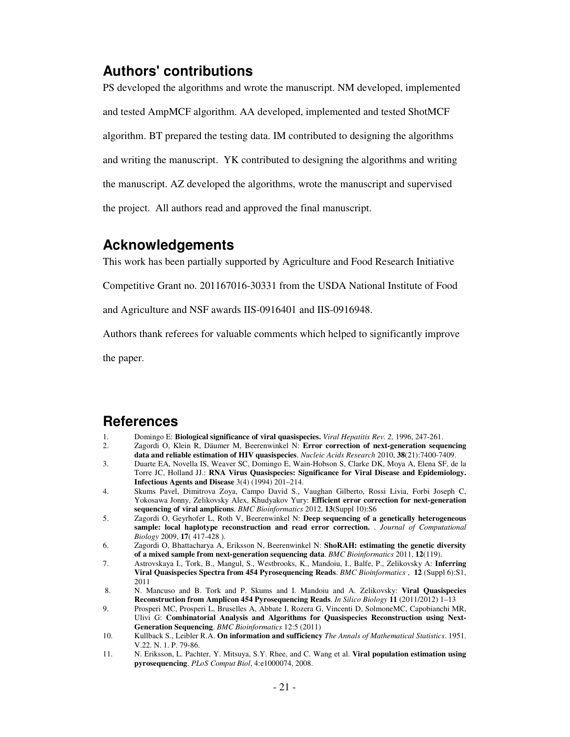## Authors' contributions

PS developed the algorithms and wrote the manuscript. NM developed, implemented and tested AmpMCF algorithm. AA developed, implemented and tested ShotMCF algorithm. BT prepared the testing data. IM contributed to designing the algorithms and writing the manuscript. YK contributed to designing the algorithms and writing the manuscript. AZ developed the algorithms, wrote the manuscript and supervised the project. All authors read and approved the final manuscript.

## Acknowledgements

This work has been partially supported by Agriculture and Food Research Initiative Competitive Grant no. 201167016-30331 from the USDA National Institute of Food and Agriculture and NSF awards IIS-0916401 and IIS-0916948.

Authors thank referees for valuable comments which helped to significantly improve the paper.

## References

1. Domingo E: **Biological significance of viral quasispecies.** *Viral Hepatitis Rev. 2,* 1996, 247-261.
2. Zagordi O, Klein R, Däumer M, Beerenwinkel N: **Error correction of next-generation sequencing data and reliable estimation of HIV quasispecies**. *Nucleic Acids Research* 2010, **38**(21):7400-7409.
3. Duarte EA, Novella IS, Weaver SC, Domingo E, Wain-Hobson S, Clarke DK, Moya A, Elena SF, de la Torre JC, Holland JJ.: **RNA Virus Quasispecies: Significance for Viral Disease and Epidemiology. Infectious Agents and Disease** 3(4) (1994) 201–214.
4. Skums Pavel, Dimitrova Zoya, Campo David S., Vaughan Gilberto, Rossi Livia, Forbi Joseph C, Yokosawa Jonny, Zelikovsky Alex, Khudyakov Yury: **Efficient error correction for next-generation sequencing of viral amplicons**. *BMC Bioinformatics* 2012, **13**(Suppl 10):S6
5. Zagordi O, Geyrhofer L, Roth V, Beerenwinkel N: **Deep sequencing of a genetically heterogeneous sample: local haplotype reconstruction and read error correction.** . *Journal of Computational Biology* 2009, **17**( 417-428 ).
6. Zagordi O, Bhattacharya A, Eriksson N, Beerenwinkel N: **ShoRAH: estimating the genetic diversity of a mixed sample from next-generation sequencing data**. *BMC Bioinformatics* 2011, **12**(119).
7. Astrovskaya I., Tork, B., Mangul, S., Westbrooks, K., Mandoiu, I., Balfe, P., Zelikovsky A: **Inferring Viral Quasispecies Spectra from 454 Pyrosequencing Reads**. *BMC Bioinformatics* , **12** (Suppl 6):S1, 2011
8. N. Mancuso and B. Tork and P. Skums and I. Mandoiu and A. Zelikovsky: **Viral Quasispecies Reconstruction from Amplicon 454 Pyrosequencing Reads**. *In Silico Biology* **11** (2011/2012) 1–13
9. Prosperi MC, Prosperi L, Bruselles A, Abbate I, Rozera G, Vincenti D, SolmoneMC, Capobianchi MR, Ulivi G: **Combinatorial Analysis and Algorithms for Quasispecies Reconstruction using Next-Generation Sequencing**. *BMC Bioinformatics* 12:5 (2011)
10. Kullback S., Leibler R.A. **On information and sufficiency** *The Annals of Mathematical Statistics*. 1951. V.22. N. 1. P. 79-86.
11. N. Eriksson, L. Pachter, Y. Mitsuya, S.Y. Rhee, and C. Wang et al. **Viral population estimation using pyrosequencing**. *PLoS Comput Biol*, 4:e1000074, 2008.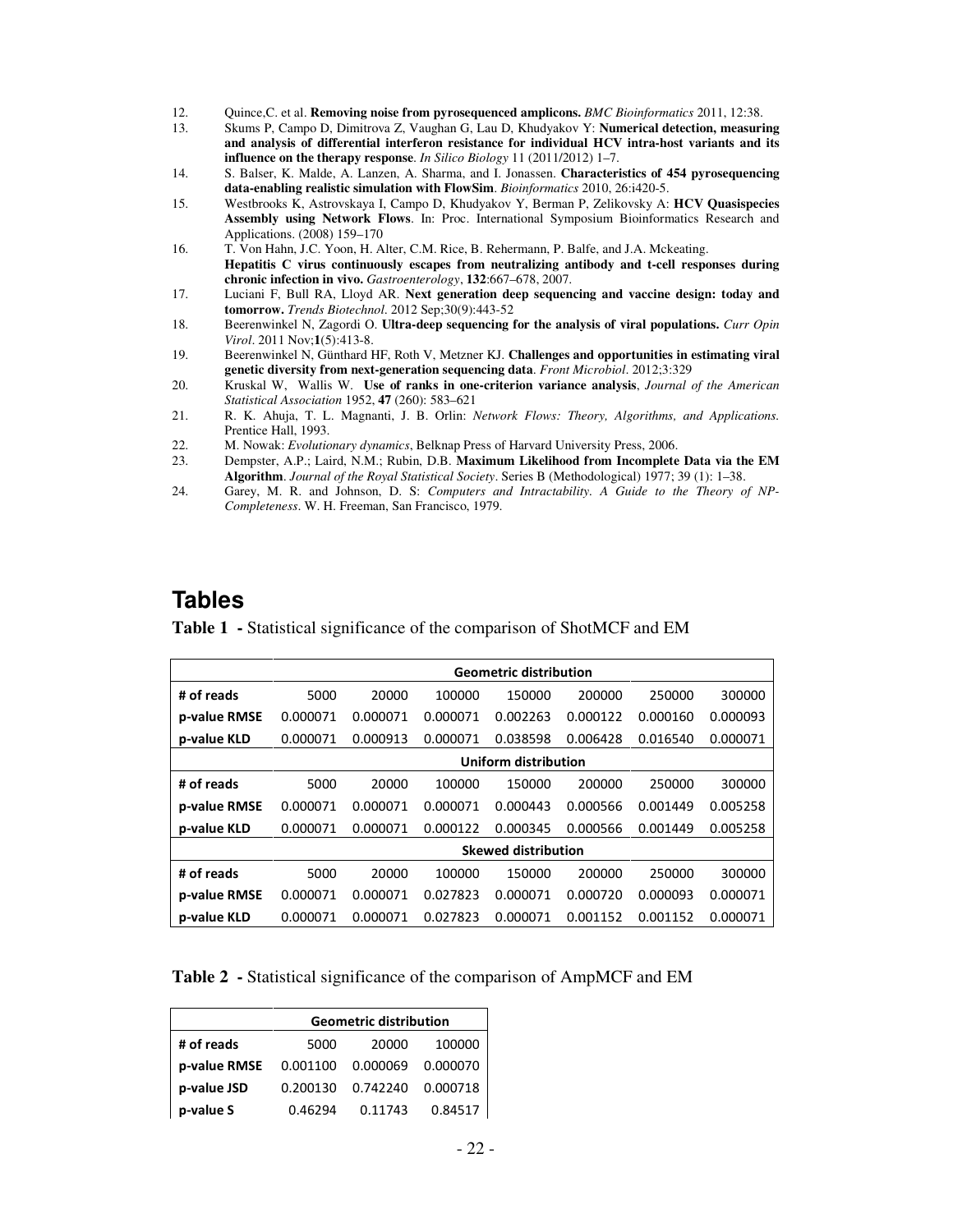12. Quince,C. et al. **Removing noise from pyrosequenced amplicons.** *BMC Bioinformatics* 2011, 12:38.
13. Skums P, Campo D, Dimitrova Z, Vaughan G, Lau D, Khudyakov Y: **Numerical detection, measuring and analysis of differential interferon resistance for individual HCV intra-host variants and its influence on the therapy response**. *In Silico Biology* 11 (2011/2012) 1–7.
14. S. Balser, K. Malde, A. Lanzen, A. Sharma, and I. Jonassen. **Characteristics of 454 pyrosequencing data-enabling realistic simulation with FlowSim**. *Bioinformatics* 2010, 26:i420-5.
15. Westbrooks K, Astrovskaya I, Campo D, Khudyakov Y, Berman P, Zelikovsky A: **HCV Quasispecies Assembly using Network Flows**. In: Proc. International Symposium Bioinformatics Research and Applications. (2008) 159–170
16. T. Von Hahn, J.C. Yoon, H. Alter, C.M. Rice, B. Rehermann, P. Balfe, and J.A. Mckeating. **Hepatitis C virus continuously escapes from neutralizing antibody and t-cell responses during chronic infection in vivo.** *Gastroenterology*, **132**:667–678, 2007.
17. Luciani F, Bull RA, Lloyd AR. **Next generation deep sequencing and vaccine design: today and tomorrow.** *Trends Biotechnol*. 2012 Sep;30(9):443-52
18. Beerenwinkel N, Zagordi O. **Ultra-deep sequencing for the analysis of viral populations.** *Curr Opin Virol*. 2011 Nov;**1**(5):413-8.
19. Beerenwinkel N, Günthard HF, Roth V, Metzner KJ. **Challenges and opportunities in estimating viral genetic diversity from next-generation sequencing data**. *Front Microbiol*. 2012;3:329
20. Kruskal W, Wallis W. **Use of ranks in one-criterion variance analysis**, *Journal of the American Statistical Association* 1952, **47** (260): 583–621
21. R. K. Ahuja, T. L. Magnanti, J. B. Orlin: *Network Flows: Theory, Algorithms, and Applications.* Prentice Hall, 1993.
22. M. Nowak: *Evolutionary dynamics*, Belknap Press of Harvard University Press, 2006.
23. Dempster, A.P.; Laird, N.M.; Rubin, D.B. **Maximum Likelihood from Incomplete Data via the EM Algorithm**. *Journal of the Royal Statistical Society*. Series B (Methodological) 1977; 39 (1): 1–38.
24. Garey, M. R. and Johnson, D. S: *Computers and Intractability. A Guide to the Theory of NP-Completeness*. W. H. Freeman, San Francisco, 1979.

## Tables

**Table 1 -** Statistical significance of the comparison of ShotMCF and EM

| | Geometric distribution | | | | | | |
|---|---|---|---|---|---|---|---|
| **# of reads** | 5000 | 20000 | 100000 | 150000 | 200000 | 250000 | 300000 |
| **p-value RMSE** | 0.000071 | 0.000071 | 0.000071 | 0.002263 | 0.000122 | 0.000160 | 0.000093 |
| **p-value KLD** | 0.000071 | 0.000913 | 0.000071 | 0.038598 | 0.006428 | 0.016540 | 0.000071 |
| | **Uniform distribution** | | | | | | |
| **# of reads** | 5000 | 20000 | 100000 | 150000 | 200000 | 250000 | 300000 |
| **p-value RMSE** | 0.000071 | 0.000071 | 0.000071 | 0.000443 | 0.000566 | 0.001449 | 0.005258 |
| **p-value KLD** | 0.000071 | 0.000071 | 0.000122 | 0.000345 | 0.000566 | 0.001449 | 0.005258 |
| | **Skewed distribution** | | | | | | |
| **# of reads** | 5000 | 20000 | 100000 | 150000 | 200000 | 250000 | 300000 |
| **p-value RMSE** | 0.000071 | 0.000071 | 0.027823 | 0.000071 | 0.000720 | 0.000093 | 0.000071 |
| **p-value KLD** | 0.000071 | 0.000071 | 0.027823 | 0.000071 | 0.001152 | 0.001152 | 0.000071 |

**Table 2 -** Statistical significance of the comparison of AmpMCF and EM

| | Geometric distribution | | |
|---|---|---|---|
| **# of reads** | 5000 | 20000 | 100000 |
| **p-value RMSE** | 0.001100 | 0.000069 | 0.000070 |
| **p-value JSD** | 0.200130 | 0.742240 | 0.000718 |
| **p-value S** | 0.46294 | 0.11743 | 0.84517 |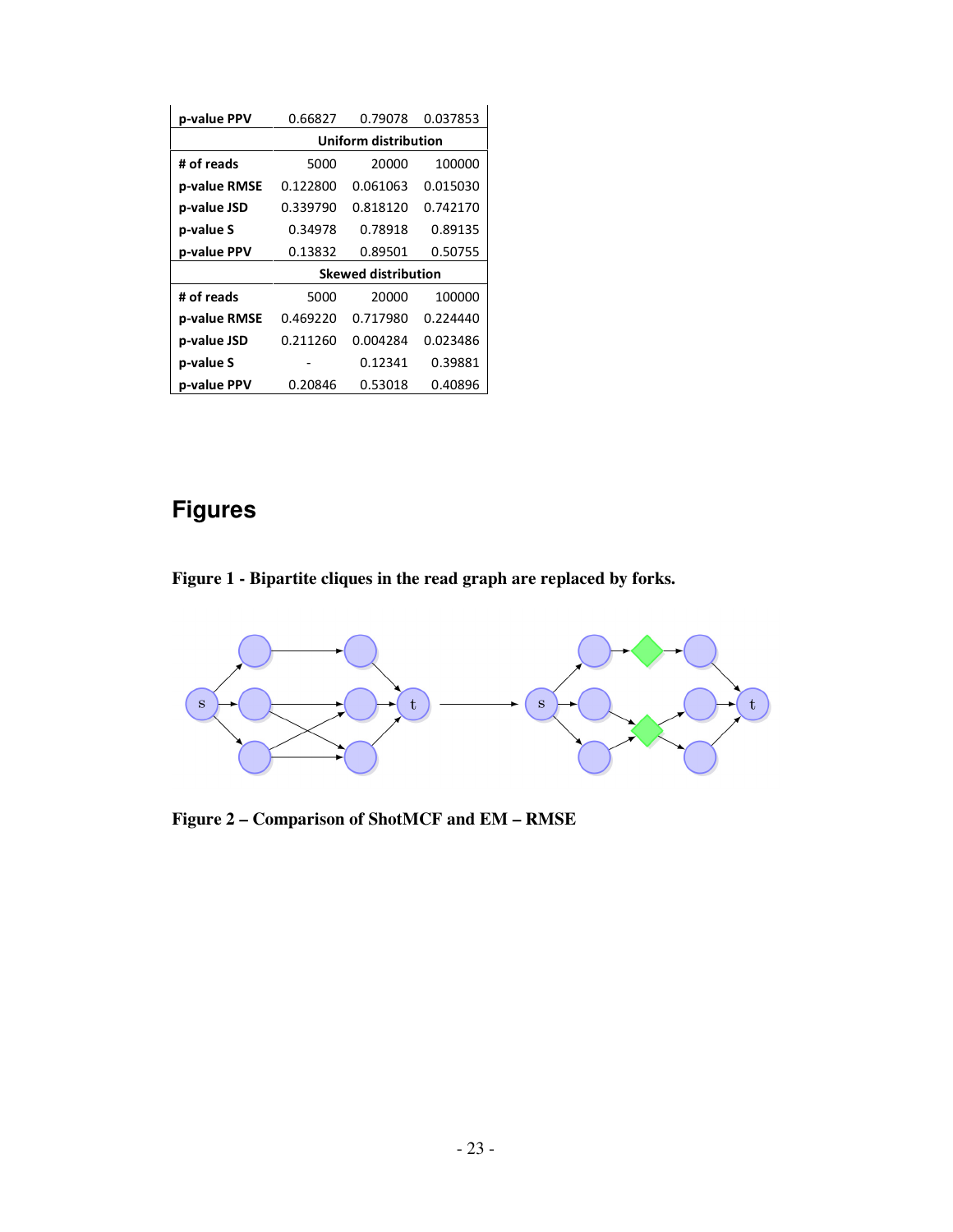| p-value PPV | 0.66827 | 0.79078 | 0.037853 |
| --- | --- | --- | --- |
| | **Uniform distribution** | | |
| # of reads | 5000 | 20000 | 100000 |
| p-value RMSE | 0.122800 | 0.061063 | 0.015030 |
| p-value JSD | 0.339790 | 0.818120 | 0.742170 |
| p-value S | 0.34978 | 0.78918 | 0.89135 |
| p-value PPV | 0.13832 | 0.89501 | 0.50755 |
| | **Skewed distribution** | | |
| # of reads | 5000 | 20000 | 100000 |
| p-value RMSE | 0.469220 | 0.717980 | 0.224440 |
| p-value JSD | 0.211260 | 0.004284 | 0.023486 |
| p-value S | - | 0.12341 | 0.39881 |
| p-value PPV | 0.20846 | 0.53018 | 0.40896 |

## Figures

**Figure 1 - Bipartite cliques in the read graph are replaced by forks.**

**Figure 2 – Comparison of ShotMCF and EM – RMSE**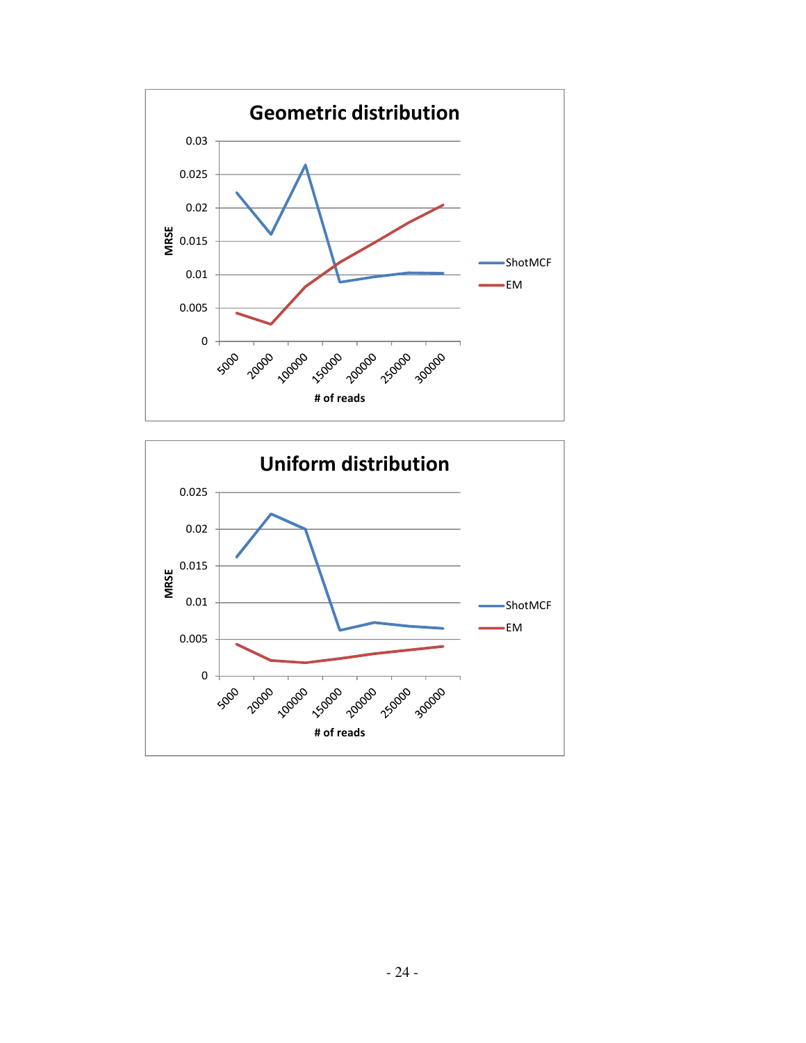**Geometric distribution**

MRSE

0.03
0.025
0.02
0.015
0.01
0.005
0

5000 20000 100000 150000 200000 250000 300000

# of reads

ShotMCF
EM

**Uniform distribution**

MRSE

0.025
0.02
0.015
0.01
0.005
0

5000 20000 100000 150000 200000 250000 300000

# of reads

ShotMCF
EM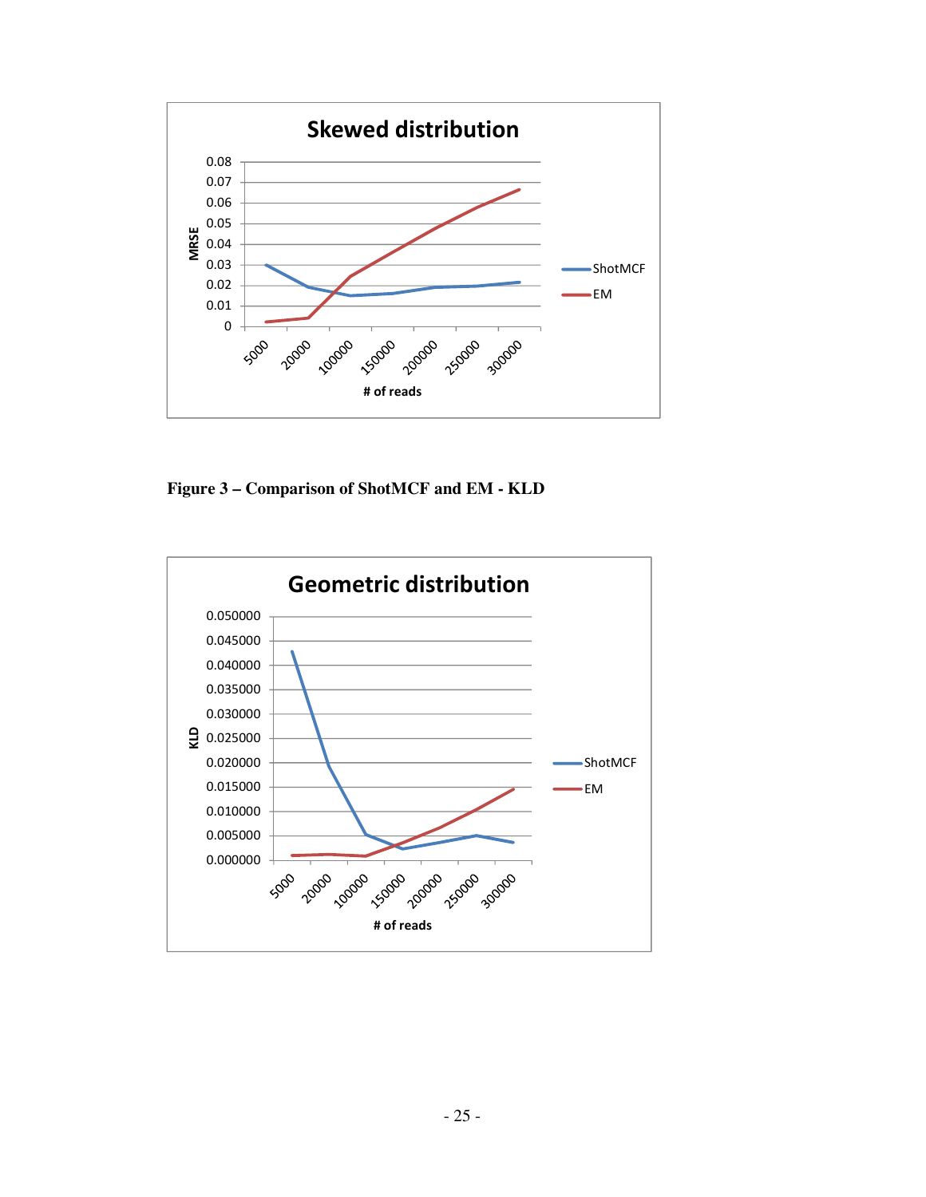Figure 3 – Comparison of ShotMCF and EM - KLD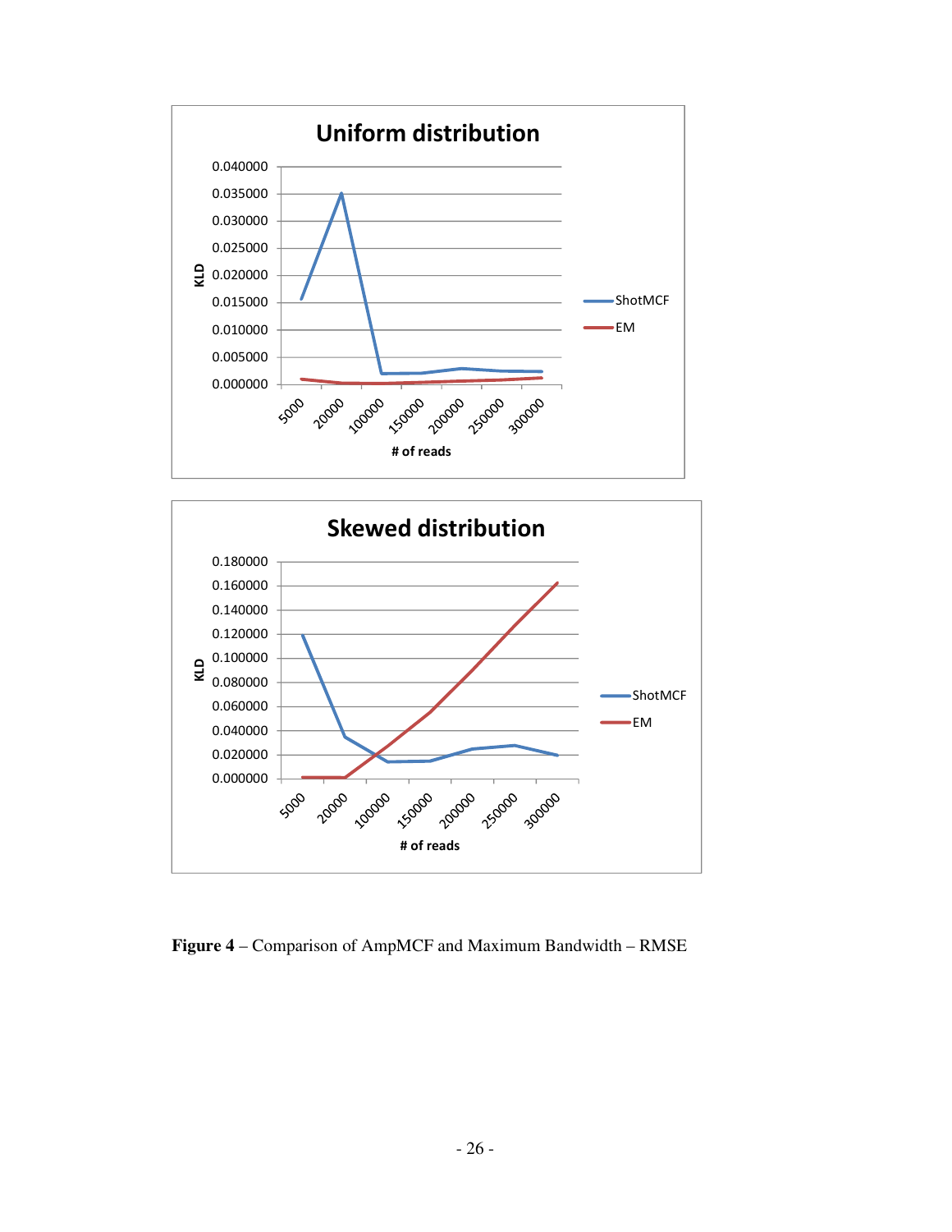Figure 4 – Comparison of AmpMCF and Maximum Bandwidth – RMSE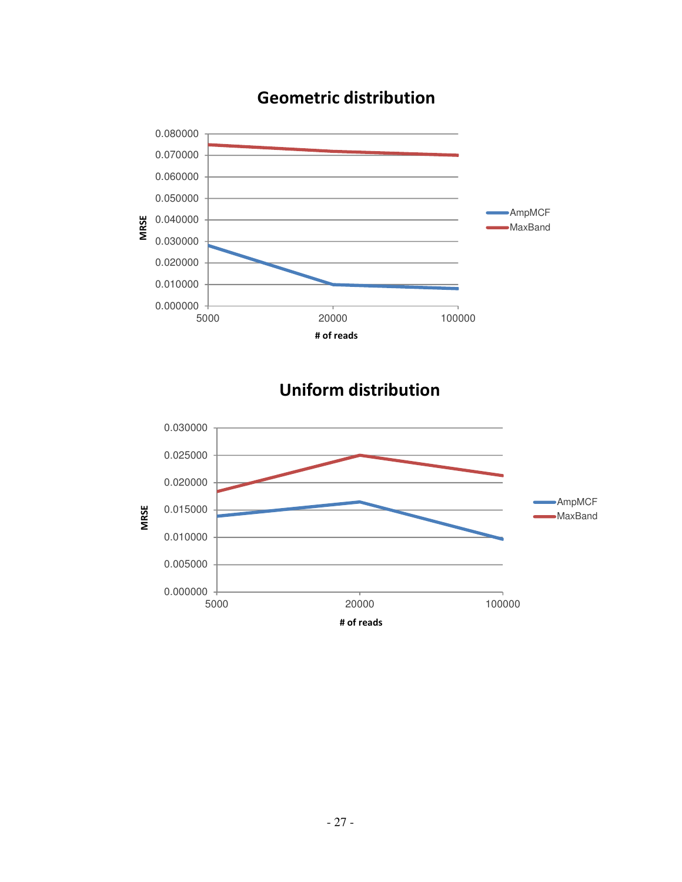**Geometric distribution**

MRSE

0.080000
0.070000
0.060000
0.050000
0.040000
0.030000
0.020000
0.010000
0.000000

5000 20000 100000

# of reads

AmpMCF
MaxBand

**Uniform distribution**

MRSE

0.030000
0.025000
0.020000
0.015000
0.010000
0.005000
0.000000

5000 20000 100000

# of reads

AmpMCF
MaxBand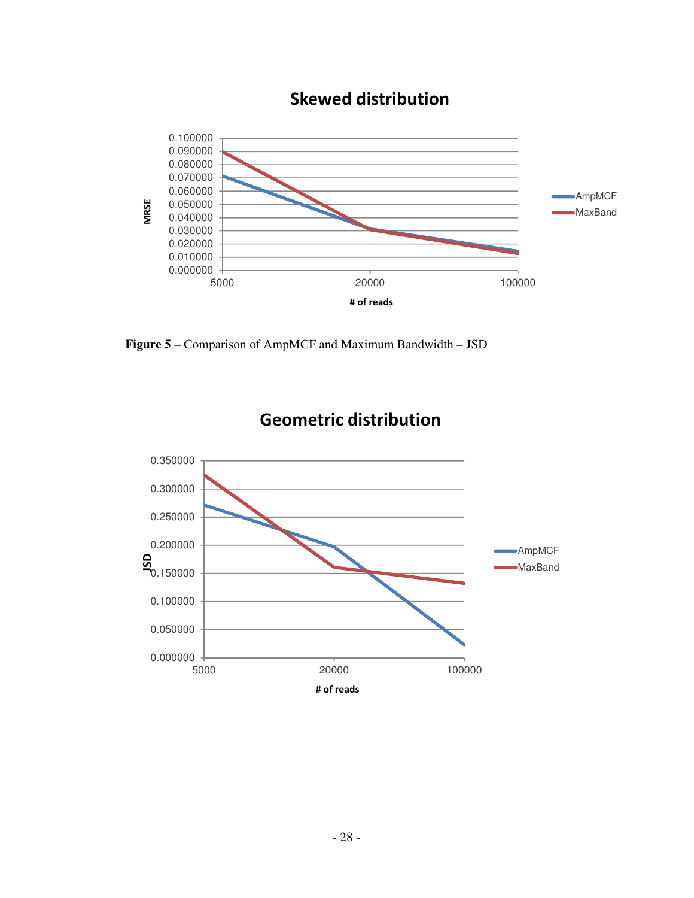**Skewed distribution**

| # of reads | AmpMCF | MaxBand |
|---|---|---|
| 5000 | | |
| 20000 | | |
| 100000 | | |

**Figure 5** – Comparison of AmpMCF and Maximum Bandwidth – JSD

**Geometric distribution**

| # of reads | AmpMCF | MaxBand |
|---|---|---|
| 5000 | | |
| 20000 | | |
| 100000 | | |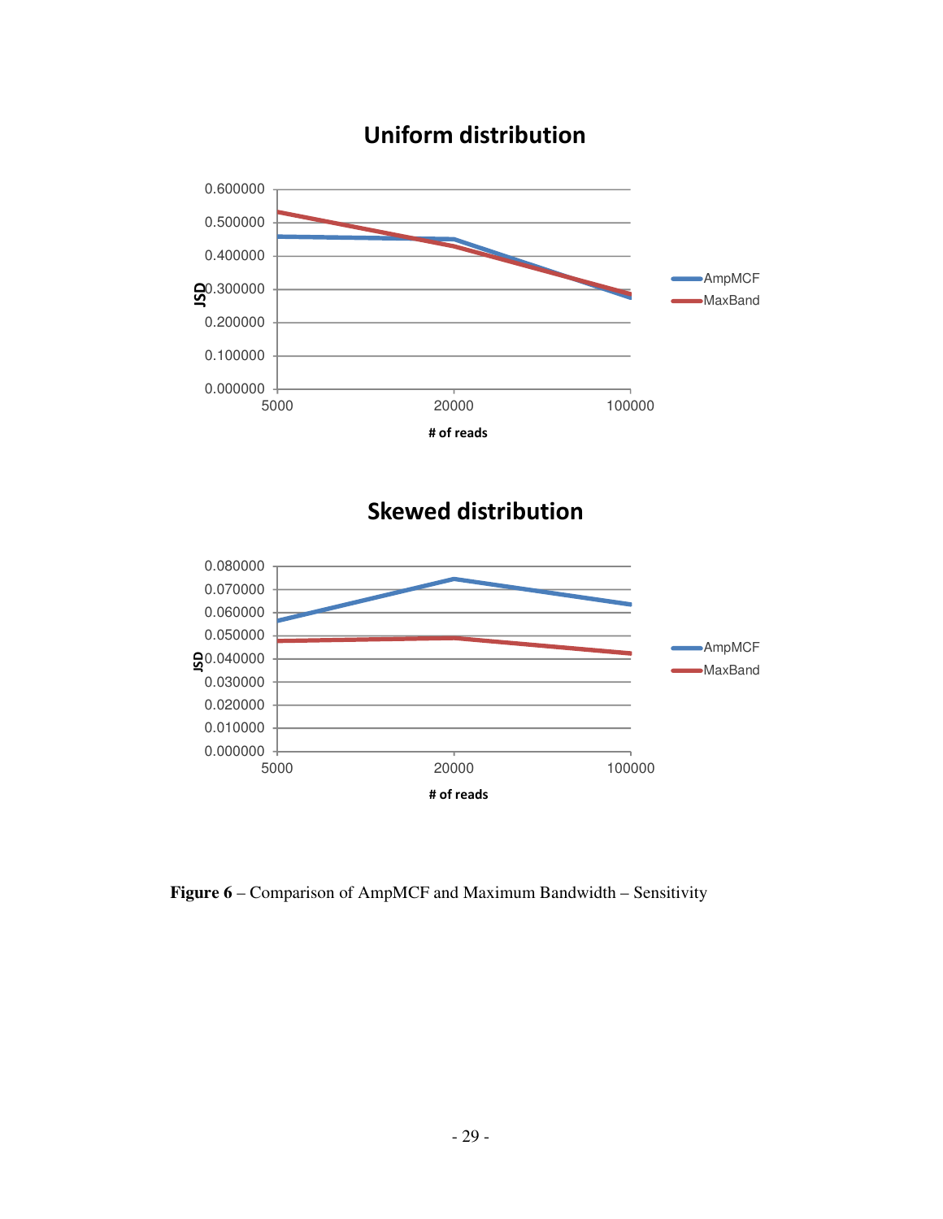**Figure 6** – Comparison of AmpMCF and Maximum Bandwidth – Sensitivity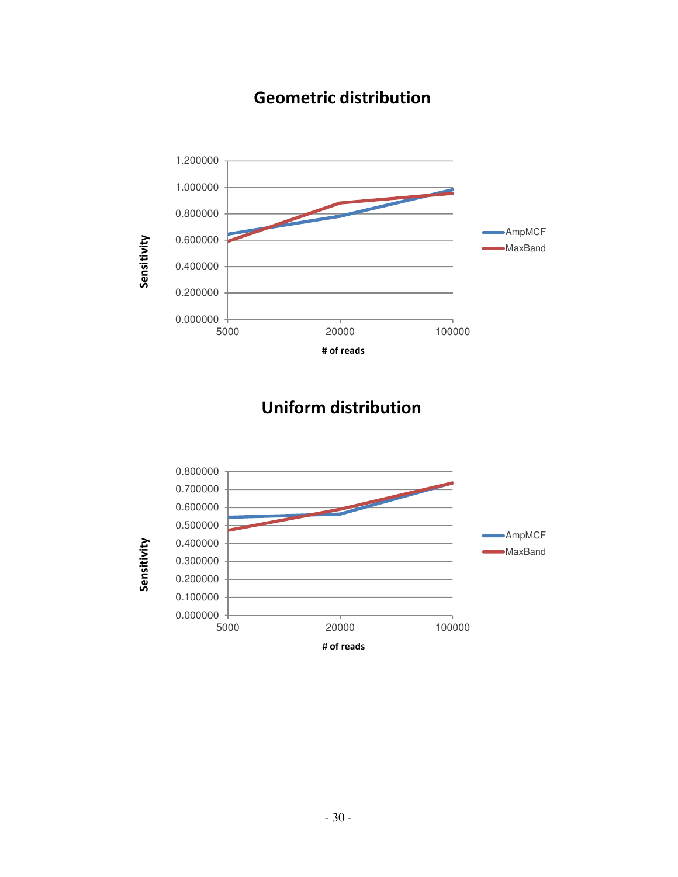## Geometric distribution

Sensitivity

1.200000
1.000000
0.800000
0.600000
0.400000
0.200000
0.000000

5000 20000 100000

# of reads

AmpMCF
MaxBand

## Uniform distribution

Sensitivity

0.800000
0.700000
0.600000
0.500000
0.400000
0.300000
0.200000
0.100000
0.000000

5000 20000 100000

# of reads

AmpMCF
MaxBand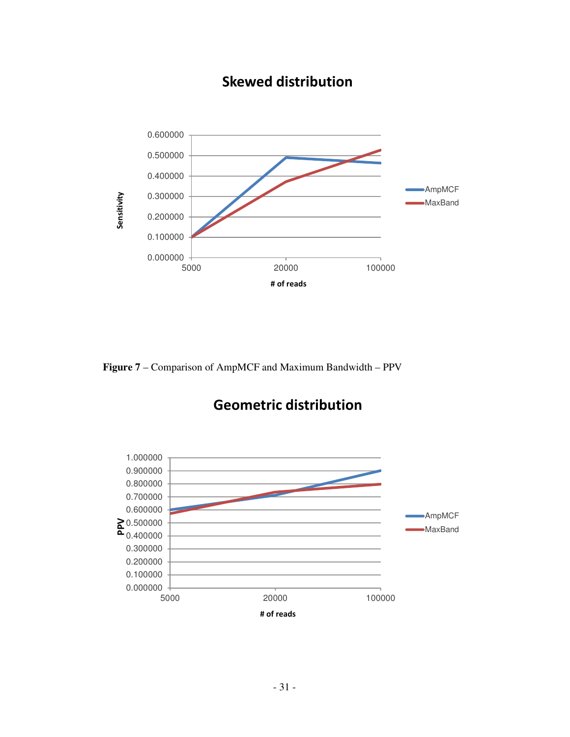Figure 7 – Comparison of AmpMCF and Maximum Bandwidth – PPV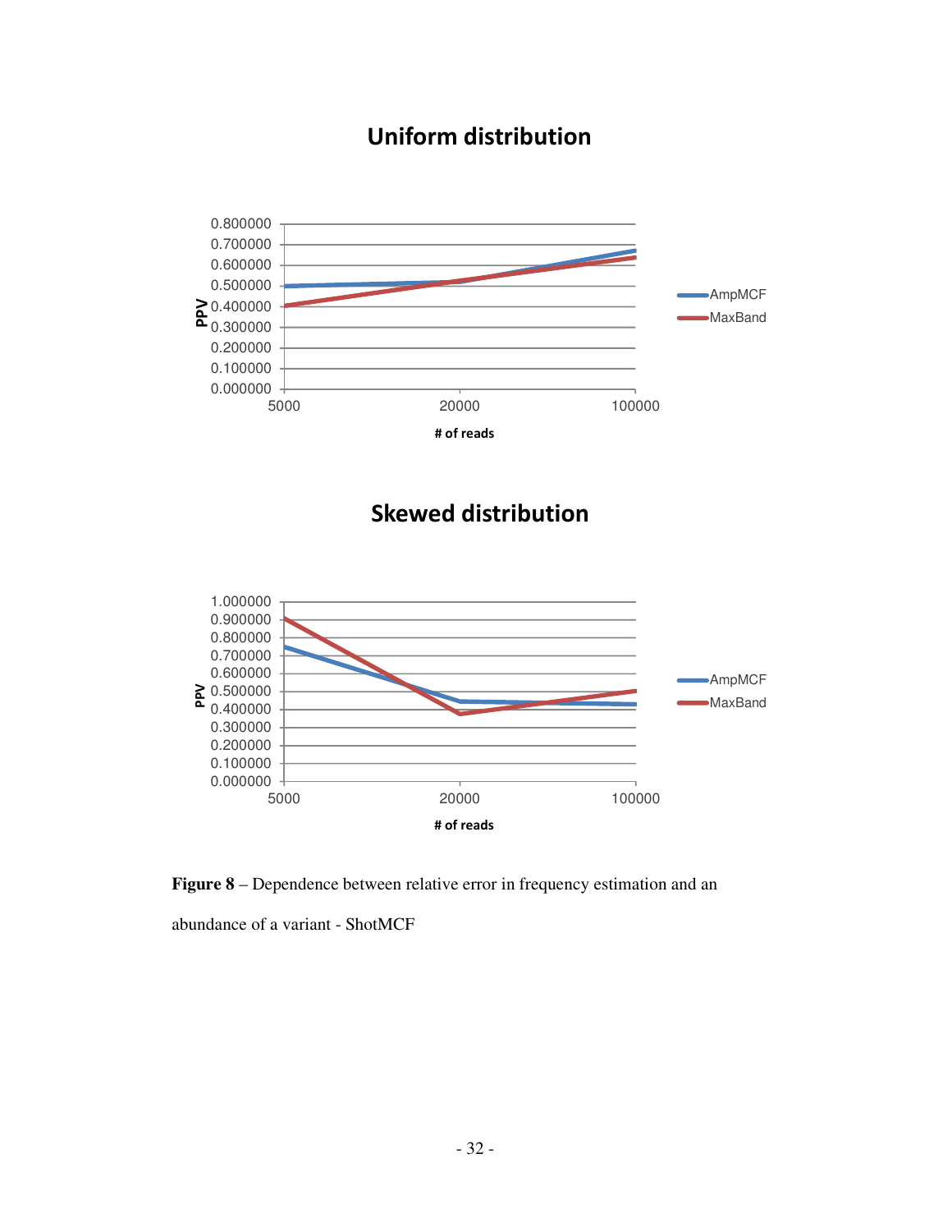**Figure 8** – Dependence between relative error in frequency estimation and an abundance of a variant - ShotMCF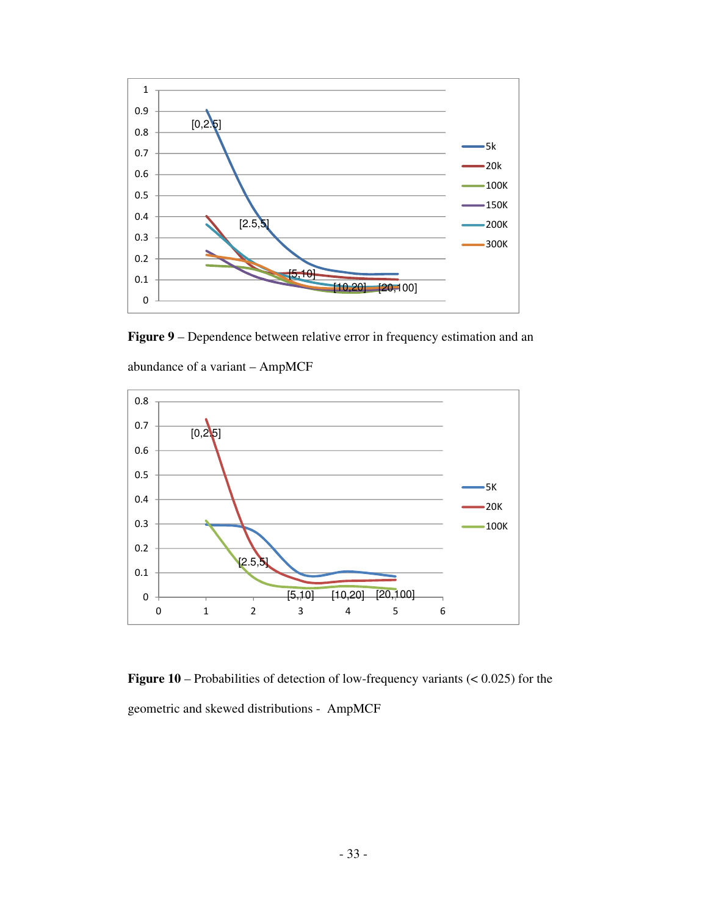**Figure 9** – Dependence between relative error in frequency estimation and an abundance of a variant – AmpMCF

**Figure 10** – Probabilities of detection of low-frequency variants (< 0.025) for the geometric and skewed distributions - AmpMCF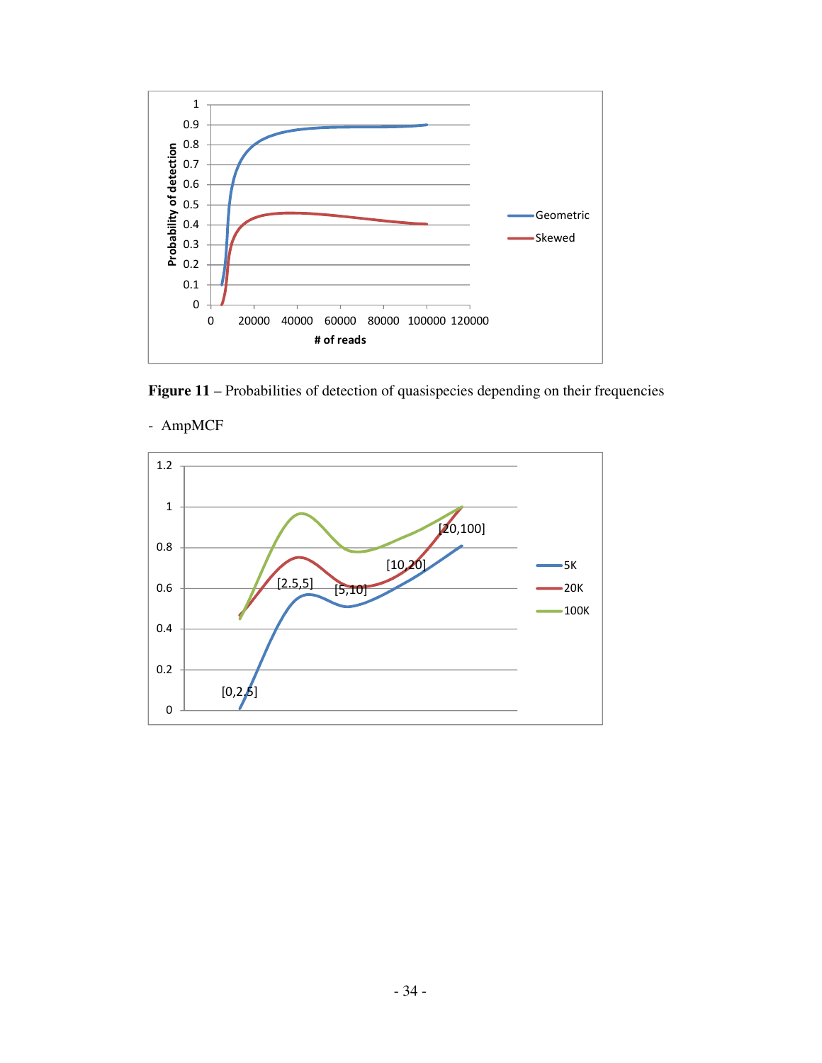1
0.9
0.8
0.7
0.6
0.5
0.4
0.3
0.2
0.1
0

Probability of detection

0 20000 40000 60000 80000 100000 120000

# of reads

Geometric

Skewed

**Figure 11** – Probabilities of detection of quasispecies depending on their frequencies

- AmpMCF

1.2
1
0.8
0.6
0.4
0.2
0

[0,2.5]

[2.5,5]

[5,10]

[10,20]

[20,100]

5K

20K

100K